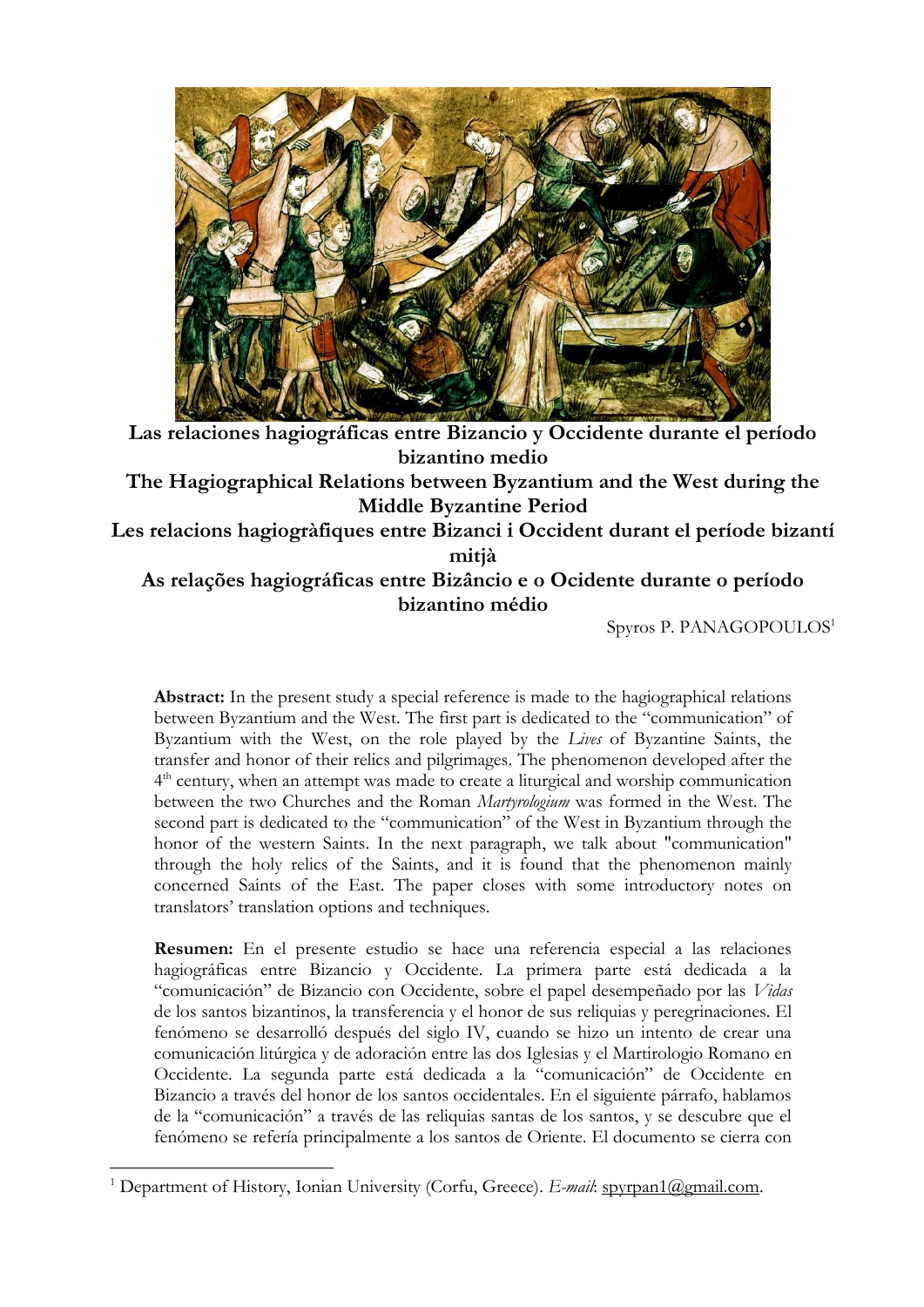# Las relaciones hagiográficas entre Bizancio y Occidente durante el período bizantino medio

# The Hagiographical Relations between Byzantium and the West during the Middle Byzantine Period

# Les relacions hagiogràfiques entre Bizanci i Occident durant el període bizantí mitjà

# As relações hagiográficas entre Bizâncio e o Ocidente durante o período bizantino médio

Spyros P. PANAGOPOULOS[1]

**Abstract:** In the present study a special reference is made to the hagiographical relations between Byzantium and the West. The first part is dedicated to the "communication" of Byzantium with the West, on the role played by the *Lives* of Byzantine Saints, the transfer and honor of their relics and pilgrimages. The phenomenon developed after the 4th century, when an attempt was made to create a liturgical and worship communication between the two Churches and the Roman *Martyrologium* was formed in the West. The second part is dedicated to the "communication" of the West in Byzantium through the honor of the western Saints. In the next paragraph, we talk about "communication" through the holy relics of the Saints, and it is found that the phenomenon mainly concerned Saints of the East. The paper closes with some introductory notes on translators' translation options and techniques.

**Resumen:** En el presente estudio se hace una referencia especial a las relaciones hagiográficas entre Bizancio y Occidente. La primera parte está dedicada a la "comunicación" de Bizancio con Occidente, sobre el papel desempeñado por las *Vidas* de los santos bizantinos, la transferencia y el honor de sus reliquias y peregrinaciones. El fenómeno se desarrolló después del siglo IV, cuando se hizo un intento de crear una comunicación litúrgica y de adoración entre las dos Iglesias y el Martirologio Romano en Occidente. La segunda parte está dedicada a la "comunicación" de Occidente en Bizancio a través del honor de los santos occidentales. En el siguiente párrafo, hablamos de la "comunicación" a través de las reliquias santas de los santos, y se descubre que el fenómeno se refería principalmente a los santos de Oriente. El documento se cierra con

[1] Department of History, Ionian University (Corfu, Greece). *E-mail*: spyrpan1@gmail.com.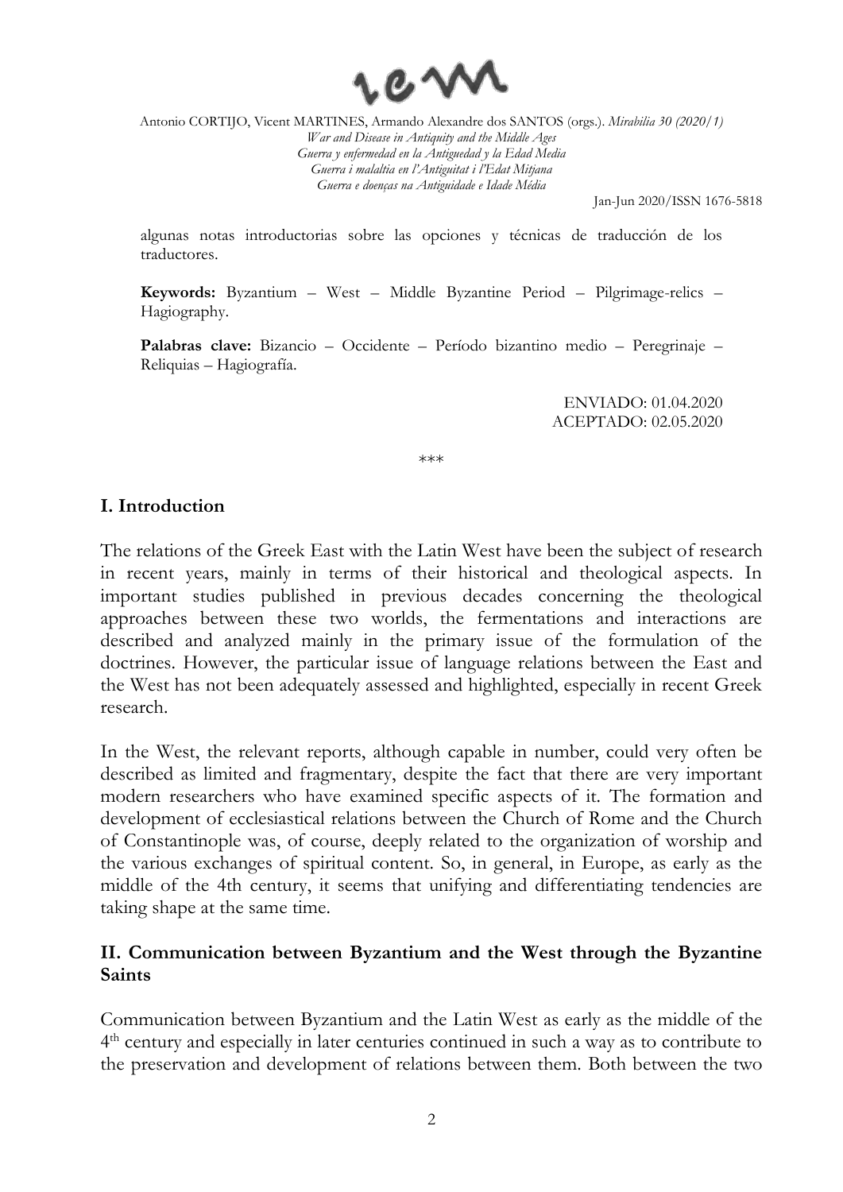algunas notas introductorias sobre las opciones y técnicas de traducción de los traductores.

**Keywords:** Byzantium – West – Middle Byzantine Period – Pilgrimage-relics – Hagiography.

**Palabras clave:** Bizancio – Occidente – Período bizantino medio – Peregrinaje – Reliquias – Hagiografía.

ENVIADO: 01.04.2020
ACEPTADO: 02.05.2020

\*\*\*

## I. Introduction

The relations of the Greek East with the Latin West have been the subject of research in recent years, mainly in terms of their historical and theological aspects. In important studies published in previous decades concerning the theological approaches between these two worlds, the fermentations and interactions are described and analyzed mainly in the primary issue of the formulation of the doctrines. However, the particular issue of language relations between the East and the West has not been adequately assessed and highlighted, especially in recent Greek research.

In the West, the relevant reports, although capable in number, could very often be described as limited and fragmentary, despite the fact that there are very important modern researchers who have examined specific aspects of it. The formation and development of ecclesiastical relations between the Church of Rome and the Church of Constantinople was, of course, deeply related to the organization of worship and the various exchanges of spiritual content. So, in general, in Europe, as early as the middle of the 4th century, it seems that unifying and differentiating tendencies are taking shape at the same time.

## II. Communication between Byzantium and the West through the Byzantine Saints

Communication between Byzantium and the Latin West as early as the middle of the 4th century and especially in later centuries continued in such a way as to contribute to the preservation and development of relations between them. Both between the two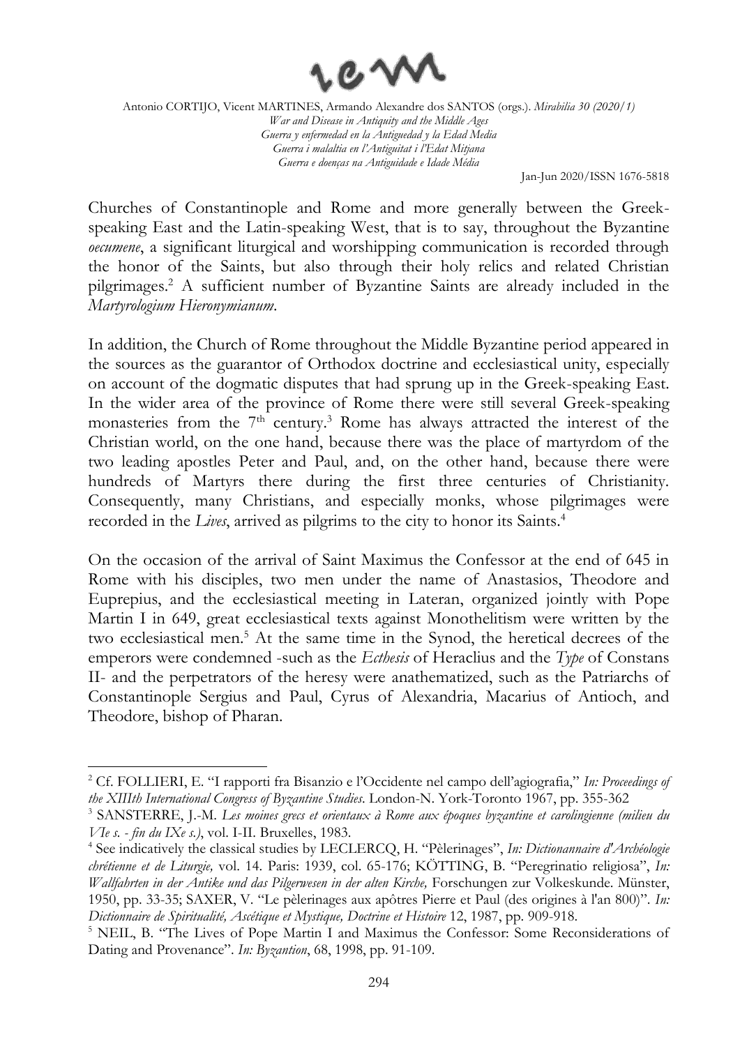Churches of Constantinople and Rome and more generally between the Greek-speaking East and the Latin-speaking West, that is to say, throughout the Byzantine *oecumene*, a significant liturgical and worshipping communication is recorded through the honor of the Saints, but also through their holy relics and related Christian pilgrimages.[2] A sufficient number of Byzantine Saints are already included in the *Martyrologium Hieronymianum*.

In addition, the Church of Rome throughout the Middle Byzantine period appeared in the sources as the guarantor of Orthodox doctrine and ecclesiastical unity, especially on account of the dogmatic disputes that had sprung up in the Greek-speaking East. In the wider area of the province of Rome there were still several Greek-speaking monasteries from the 7th century.[3] Rome has always attracted the interest of the Christian world, on the one hand, because there was the place of martyrdom of the two leading apostles Peter and Paul, and, on the other hand, because there were hundreds of Martyrs there during the first three centuries of Christianity. Consequently, many Christians, and especially monks, whose pilgrimages were recorded in the *Lives*, arrived as pilgrims to the city to honor its Saints.[4]

On the occasion of the arrival of Saint Maximus the Confessor at the end of 645 in Rome with his disciples, two men under the name of Anastasios, Theodore and Euprepius, and the ecclesiastical meeting in Lateran, organized jointly with Pope Martin I in 649, great ecclesiastical texts against Monothelitism were written by the two ecclesiastical men.[5] At the same time in the Synod, the heretical decrees of the emperors were condemned -such as the *Ecthesis* of Heraclius and the *Type* of Constans II- and the perpetrators of the heresy were anathematized, such as the Patriarchs of Constantinople Sergius and Paul, Cyrus of Alexandria, Macarius of Antioch, and Theodore, bishop of Pharan.

---

[2] Cf. FOLLIERI, E. "I rapporti fra Bisanzio e l'Occidente nel campo dell'agiografia," *In: Proceedings of the XIIIth International Congress of Byzantine Studies*. London-N. York-Toronto 1967, pp. 355-362

[3] SANSTERRE, J.-M. *Les moines grecs et orientaux à Rome aux époques byzantine et carolingienne (milieu du VIe s. - fin du IXe s.)*, vol. I-II. Bruxelles, 1983.

[4] See indicatively the classical studies by LECLERCQ, H. "Pèlerinages", *In: Dictionannaire d'Archéologie chrétienne et de Liturgie,* vol. 14. Paris: 1939, col. 65-176; KÖTTING, B. "Peregrinatio religiosa", *In: Wallfahrten in der Antike und das Pilgerwesen in der alten Kirche,* Forschungen zur Volkeskunde. Münster, 1950, pp. 33-35; SAXER, V. "Le pèlerinages aux apôtres Pierre et Paul (des origines à l'an 800)". *In: Dictionnaire de Spiritualité, Ascétique et Mystique, Doctrine et Histoire* 12, 1987, pp. 909-918.

[5] NEIL, B. "The Lives of Pope Martin I and Maximus the Confessor: Some Reconsiderations of Dating and Provenance". *In: Byzantion*, 68, 1998, pp. 91-109.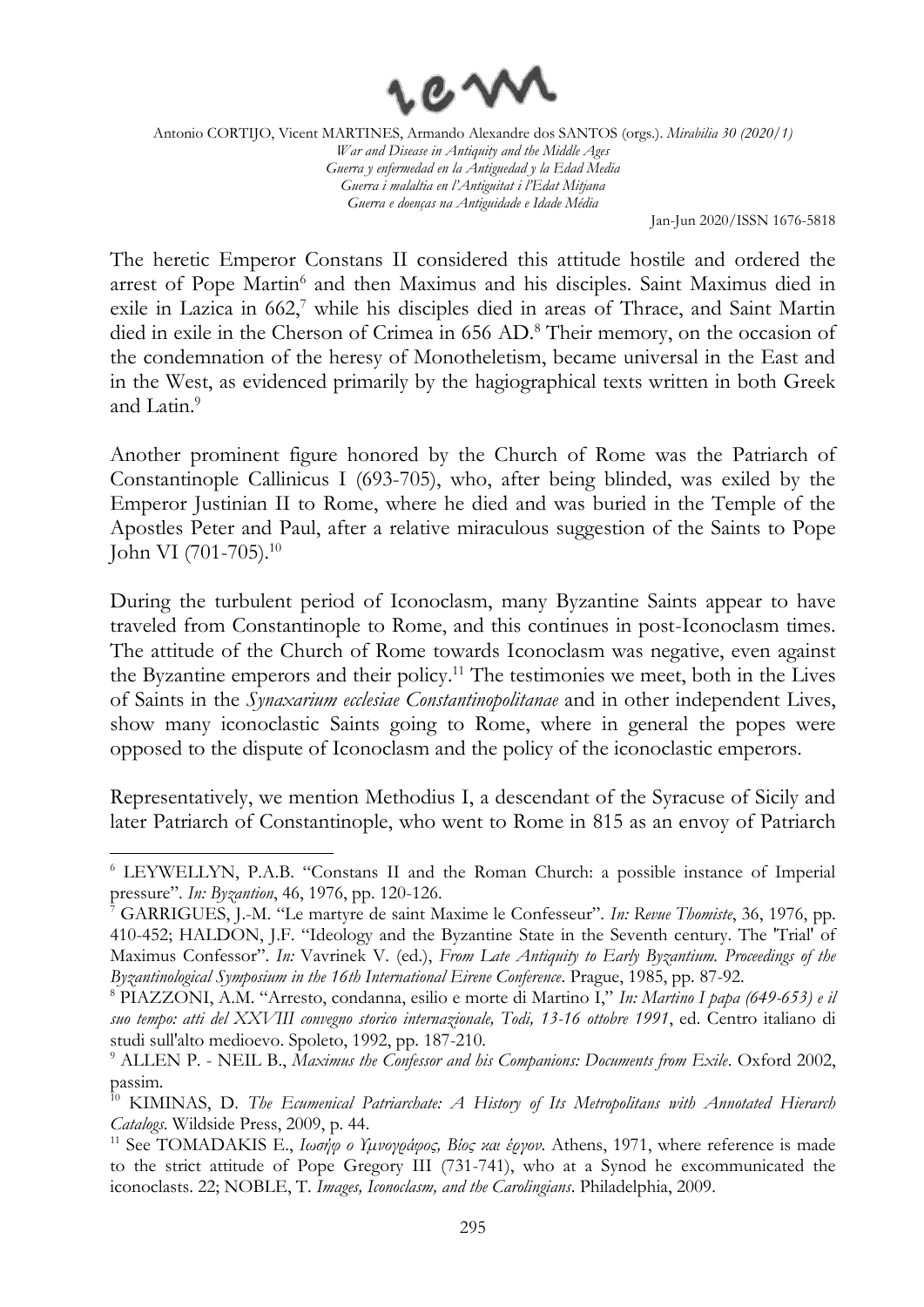The heretic Emperor Constans II considered this attitude hostile and ordered the arrest of Pope Martin[6] and then Maximus and his disciples. Saint Maximus died in exile in Lazica in 662,[7] while his disciples died in areas of Thrace, and Saint Martin died in exile in the Cherson of Crimea in 656 AD.[8] Their memory, on the occasion of the condemnation of the heresy of Monotheletism, became universal in the East and in the West, as evidenced primarily by the hagiographical texts written in both Greek and Latin.[9]

Another prominent figure honored by the Church of Rome was the Patriarch of Constantinople Callinicus I (693-705), who, after being blinded, was exiled by the Emperor Justinian II to Rome, where he died and was buried in the Temple of the Apostles Peter and Paul, after a relative miraculous suggestion of the Saints to Pope John VI (701-705).[10]

During the turbulent period of Iconoclasm, many Byzantine Saints appear to have traveled from Constantinople to Rome, and this continues in post-Iconoclasm times. The attitude of the Church of Rome towards Iconoclasm was negative, even against the Byzantine emperors and their policy.[11] The testimonies we meet, both in the Lives of Saints in the *Synaxarium ecclesiae Constantinopolitanae* and in other independent Lives, show many iconoclastic Saints going to Rome, where in general the popes were opposed to the dispute of Iconoclasm and the policy of the iconoclastic emperors.

Representatively, we mention Methodius I, a descendant of the Syracuse of Sicily and later Patriarch of Constantinople, who went to Rome in 815 as an envoy of Patriarch

---

[6] LEYWELLYN, P.A.B. "Constans II and the Roman Church: a possible instance of Imperial pressure". *In: Byzantion*, 46, 1976, pp. 120-126.

[7] GARRIGUES, J.-M. "Le martyre de saint Maxime le Confesseur". *In: Revue Thomiste*, 36, 1976, pp. 410-452; HALDON, J.F. "Ideology and the Byzantine State in the Seventh century. The 'Trial' of Maximus Confessor". *In:* Vavrinek V. (ed.), *From Late Antiquity to Early Byzantium. Proceedings of the Byzantinological Symposium in the 16th International Eirene Conference*. Prague, 1985, pp. 87-92.

[8] PIAZZONI, A.M. "Arresto, condanna, esilio e morte di Martino I," *In: Martino I papa (649-653) e il suo tempo: atti del XXVIII convegno storico internazionale, Todi, 13-16 ottobre 1991*, ed. Centro italiano di studi sull'alto medioevo. Spoleto, 1992, pp. 187-210.

[9] ALLEN P. - NEIL B., *Maximus the Confessor and his Companions: Documents from Exile*. Oxford 2002, passim.

[10] KIMINAS, D. *The Ecumenical Patriarchate: A History of Its Metropolitans with Annotated Hierarch Catalogs*. Wildside Press, 2009, p. 44.

[11] See TOMADAKIS E., *Ιωσήφ ο Υμνογράφος, Βίος και έργον*. Athens, 1971, where reference is made to the strict attitude of Pope Gregory III (731-741), who at a Synod he excommunicated the iconoclasts. 22; NOBLE, T. *Images, Iconoclasm, and the Carolingians*. Philadelphia, 2009.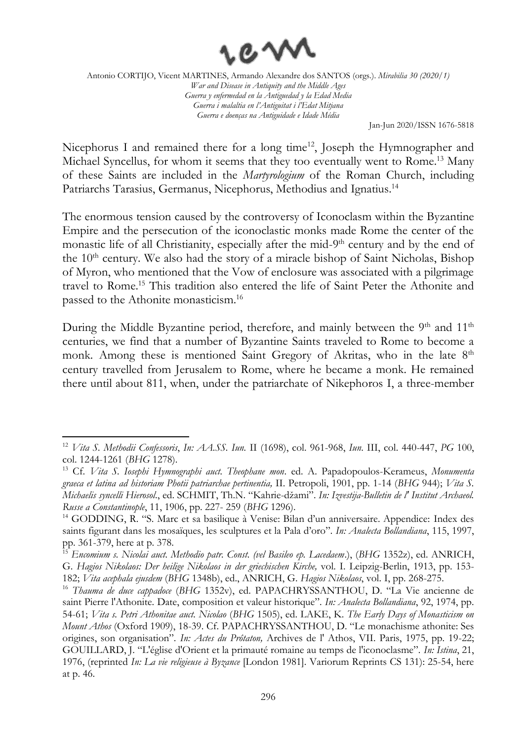Nicephorus I and remained there for a long time[12], Joseph the Hymnographer and Michael Syncellus, for whom it seems that they too eventually went to Rome.[13] Many of these Saints are included in the *Martyrologium* of the Roman Church, including Patriarchs Tarasius, Germanus, Nicephorus, Methodius and Ignatius.[14]

The enormous tension caused by the controversy of Iconoclasm within the Byzantine Empire and the persecution of the iconoclastic monks made Rome the center of the monastic life of all Christianity, especially after the mid-9th century and by the end of the 10th century. We also had the story of a miracle bishop of Saint Nicholas, Bishop of Myron, who mentioned that the Vow of enclosure was associated with a pilgrimage travel to Rome.[15] This tradition also entered the life of Saint Peter the Athonite and passed to the Athonite monasticism.[16]

During the Middle Byzantine period, therefore, and mainly between the 9th and 11th centuries, we find that a number of Byzantine Saints traveled to Rome to become a monk. Among these is mentioned Saint Gregory of Akritas, who in the late 8th century travelled from Jerusalem to Rome, where he became a monk. He remained there until about 811, when, under the patriarchate of Nikephoros I, a three-member

---

[12] *Vita S. Methodii Confessoris*, *In: AA.SS. Iun.* II (1698), col. 961-968, *Iun.* III, col. 440-447, *PG* 100, col. 1244-1261 (*BHG* 1278).

[13] Cf. *Vita S. Iosephi Hymnographi auct. Theophane mon*. ed. A. Papadopoulos-Kerameus, *Monumenta graeca et latina ad historiam Photii patriarchae pertinentia,* II. Petropoli, 1901, pp. 1-14 (*BHG* 944); *Vita S. Michaelis syncelli Hierosol.*, ed. SCHMIT, Th.N. "Kahrie-džami". *In: Izvestija-Bulletin de l' Institut Archaeol. Russe a Constantinople*, 11, 1906, pp. 227- 259 (*BHG* 1296).

[14] GODDING, R. "S. Marc et sa basilique à Venise: Bilan d'un anniversaire. Appendice: Index des saints figurant dans les mosaïques, les sculptures et la Pala d'oro". *In: Analecta Bollandiana*, 115, 1997, pp. 361-379, here at p. 378.

[15] *Encomium s. Nicolai auct. Methodio patr. Const. (vel Basileo ep. Lacedaem.*), (*BHG* 1352z), ed. ANRICH, G. *Hagios Nikolaos: Der heilige Nikolaos in der griechischen Kirche,* vol. I. Leipzig-Berlin, 1913, pp. 153-182; *Vita acephala ejusdem* (*BHG* 1348b), ed., ANRICH, G. *Hagios Nikolaos*, vol. I, pp. 268-275.

[16] *Thauma de duce cappadoce* (*BHG* 1352v), ed. PAPACHRYSSANTHOU, D. "La Vie ancienne de saint Pierre l'Athonite. Date, composition et valeur historique". *In: Analecta Bollandiana*, 92, 1974, pp. 54-61; *Vita s. Petri Athonitae auct. Nicolao* (*BHG* 1505), ed. LAKE, K. *The Early Days of Monasticism on Mount Athos* (Oxford 1909), 18-39. Cf. PAPACHRYSSANTHOU, D. "Le monachisme athonite: Ses origines, son organisation". *In: Actes du Prôtaton,* Archives de l' Athos, VII. Paris, 1975, pp. 19-22; GOUILLARD, J. "L'église d'Orient et la primauté romaine au temps de l'iconoclasme". *In: Istina*, 21, 1976, (reprinted *In: La vie religieuse à Byzance* [London 1981]. Variorum Reprints CS 131): 25-54, here at p. 46.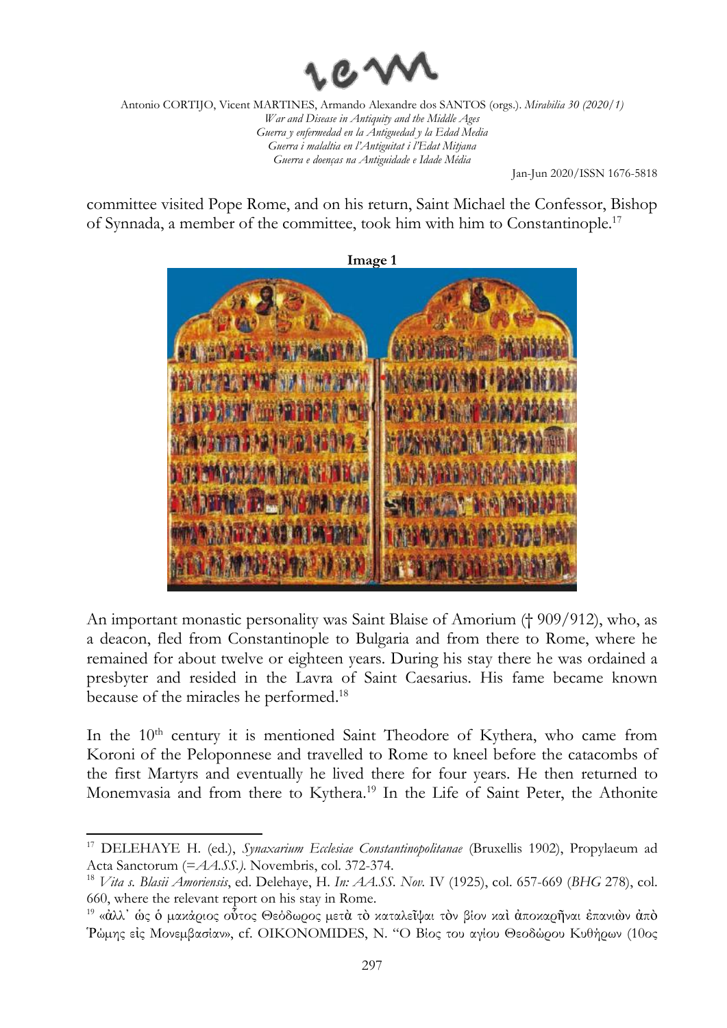committee visited Pope Rome, and on his return, Saint Michael the Confessor, Bishop of Synnada, a member of the committee, took him with him to Constantinople.[17]

**Image 1**

An important monastic personality was Saint Blaise of Amorium († 909/912), who, as a deacon, fled from Constantinople to Bulgaria and from there to Rome, where he remained for about twelve or eighteen years. During his stay there he was ordained a presbyter and resided in the Lavra of Saint Caesarius. His fame became known because of the miracles he performed.[18]

In the 10th century it is mentioned Saint Theodore of Kythera, who came from Koroni of the Peloponnese and travelled to Rome to kneel before the catacombs of the first Martyrs and eventually he lived there for four years. He then returned to Monemvasia and from there to Kythera.[19] In the Life of Saint Peter, the Athonite

---

[17] DELEHAYE H. (ed.), *Synaxarium Ecclesiae Constantinopolitanae* (Bruxellis 1902), Propylaeum ad Acta Sanctorum (=*AA.SS.).* Novembris, col. 372-374.

[18] *Vita s. Blasii Amoriensis*, ed. Delehaye, H. *In: AA.SS. Nov.* IV (1925), col. 657-669 (*BHG* 278), col. 660, where the relevant report on his stay in Rome.

[19] «ἀλλ᾽ ὡς ὁ μακάριος οὗτος Θεόδωρος μετὰ τὸ καταλεῖψαι τὸν βίον καὶ ἀποκαρῆναι ἐπανιὼν ἀπὸ Ῥώμης εἰς Μονεμβασίαν», cf. OIKONOMIDES, N. "Ο Βίος του αγίου Θεοδώρου Κυθήρων (10ος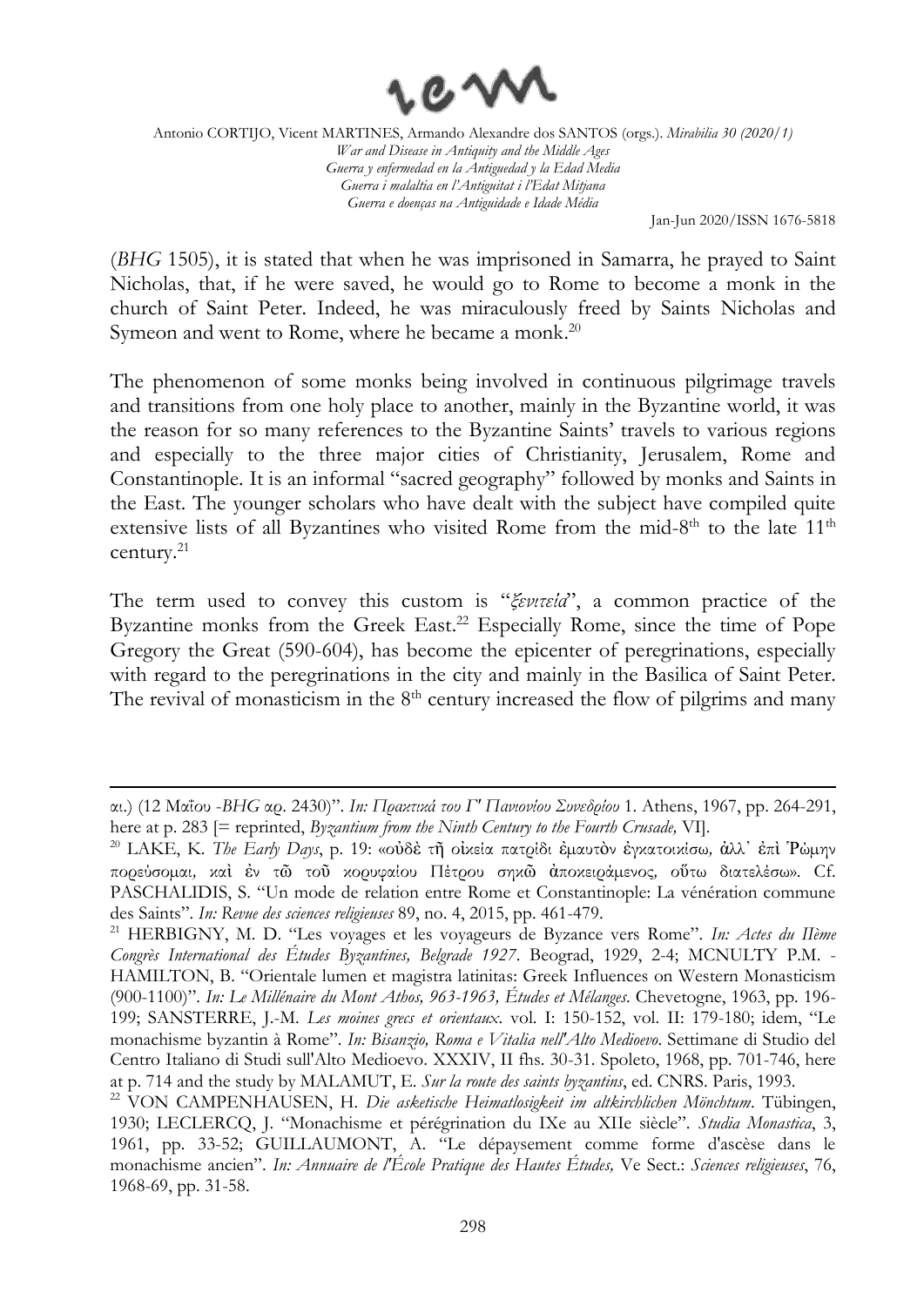(*BHG* 1505), it is stated that when he was imprisoned in Samarra, he prayed to Saint Nicholas, that, if he were saved, he would go to Rome to become a monk in the church of Saint Peter. Indeed, he was miraculously freed by Saints Nicholas and Symeon and went to Rome, where he became a monk.[20]

The phenomenon of some monks being involved in continuous pilgrimage travels and transitions from one holy place to another, mainly in the Byzantine world, it was the reason for so many references to the Byzantine Saints' travels to various regions and especially to the three major cities of Christianity, Jerusalem, Rome and Constantinople. It is an informal "sacred geography" followed by monks and Saints in the East. The younger scholars who have dealt with the subject have compiled quite extensive lists of all Byzantines who visited Rome from the mid-8th to the late 11th century.[21]

The term used to convey this custom is "*ξενιτεία*", a common practice of the Byzantine monks from the Greek East.[22] Especially Rome, since the time of Pope Gregory the Great (590-604), has become the epicenter of peregrinations, especially with regard to the peregrinations in the city and mainly in the Basilica of Saint Peter. The revival of monasticism in the 8th century increased the flow of pilgrims and many

---

αι.) (12 Μαΐου -*BHG* αρ. 2430)". *In: Πρακτικά του Γ' Πανιονίου Συνεδρίου* 1. Athens, 1967, pp. 264-291, here at p. 283 [= reprinted, *Byzantium from the Ninth Century to the Fourth Crusade,* VI].

[20] LAKE, K. *The Early Days*, p. 19: «οὐδὲ τῇ οἰκείᾳ πατρίδι ἐμαυτὸν ἐγκατοικίσω, ἀλλ᾽ ἐπὶ Ῥώμην πορεύσομαι, καὶ ἐν τῷ τοῦ κορυφαίου Πέτρου σηκῷ ἀποκειράμενος, οὕτω διατελέσω». Cf. PASCHALIDIS, S. "Un mode de relation entre Rome et Constantinople: La vénération commune des Saints". *In: Revue des sciences religieuses* 89, no. 4, 2015, pp. 461-479.

[21] HERBIGNY, M. D. "Les voyages et les voyageurs de Byzance vers Rome". *In: Actes du IIème Congrès International des Études Byzantines, Belgrade 1927*. Beograd, 1929, 2-4; MCNULTY P.M. - HAMILTON, B. "Orientale lumen et magistra latinitas: Greek Influences on Western Monasticism (900-1100)". *In: Le Millénaire du Mont Athos, 963-1963, Études et Mélanges*. Chevetogne, 1963, pp. 196-199; SANSTERRE, J.-M. *Les moines grecs et orientaux*. vol. I: 150-152, vol. II: 179-180; idem, "Le monachisme byzantin à Rome". *In: Bisanzio, Roma e l'Italia nell'Alto Medioevo*. Settimane di Studio del Centro Italiano di Studi sull'Alto Medioevo. XXXIV, II fhs. 30-31. Spoleto, 1968, pp. 701-746, here at p. 714 and the study by MALAMUT, E. *Sur la route des saints byzantins*, ed. CNRS. Paris, 1993.

[22] VON CAMPENHAUSEN, H. *Die asketische Heimatlosigkeit im altkirchlichen Mönchtum*. Tübingen, 1930; LECLERCQ, J. "Monachisme et pérégrination du IXe au XIIe siècle". *Studia Monastica*, 3, 1961, pp. 33-52; GUILLAUMONT, A. "Le dépaysement comme forme d'ascèse dans le monachisme ancien". *In: Annuaire de l'École Pratique des Hautes Études,* Ve Sect.: *Sciences religieuses*, 76, 1968-69, pp. 31-58.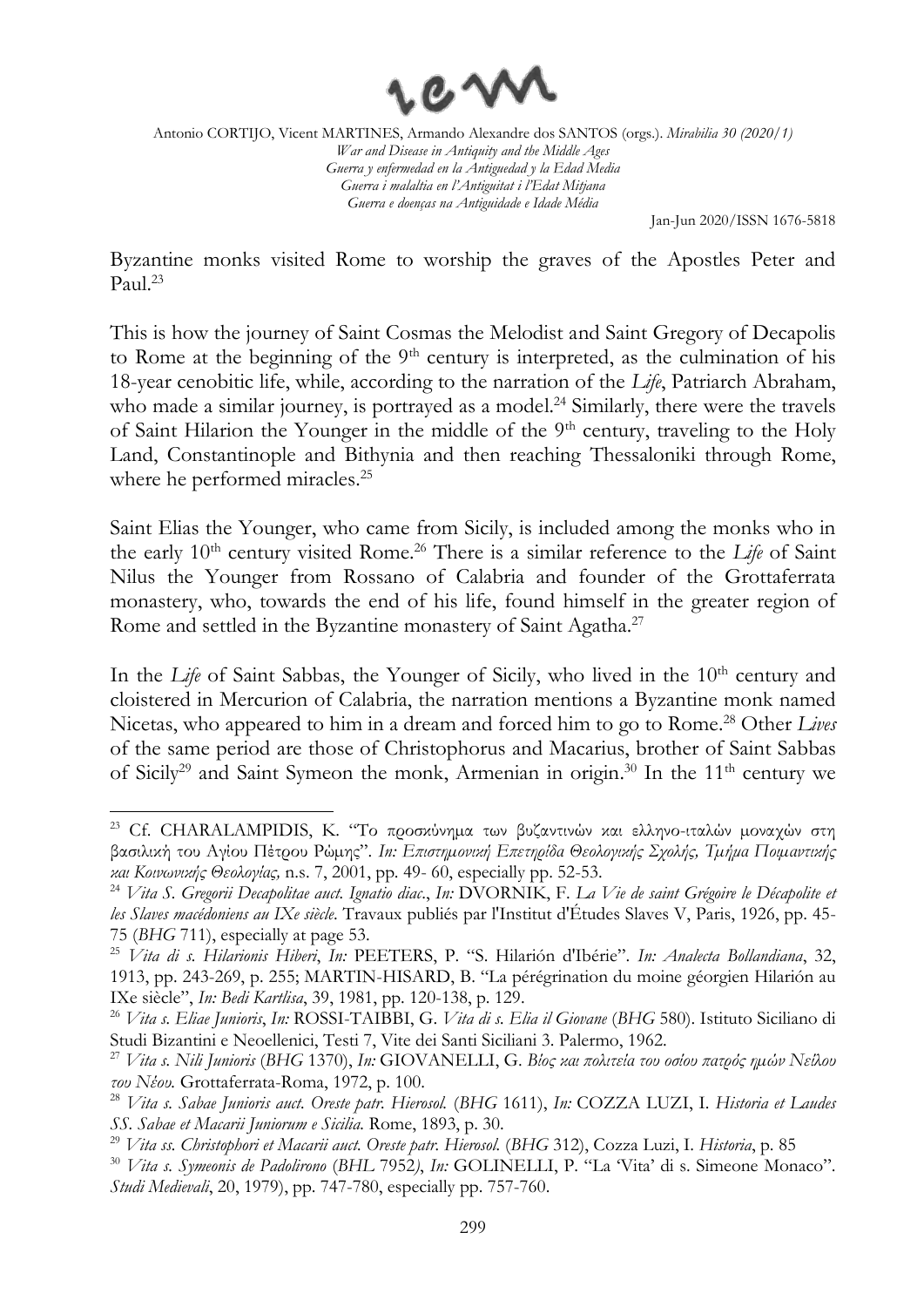Byzantine monks visited Rome to worship the graves of the Apostles Peter and Paul.[23]

This is how the journey of Saint Cosmas the Melodist and Saint Gregory of Decapolis to Rome at the beginning of the 9th century is interpreted, as the culmination of his 18-year cenobitic life, while, according to the narration of the *Life*, Patriarch Abraham, who made a similar journey, is portrayed as a model.[24] Similarly, there were the travels of Saint Hilarion the Younger in the middle of the 9th century, traveling to the Holy Land, Constantinople and Bithynia and then reaching Thessaloniki through Rome, where he performed miracles.[25]

Saint Elias the Younger, who came from Sicily, is included among the monks who in the early 10th century visited Rome.[26] There is a similar reference to the *Life* of Saint Nilus the Younger from Rossano of Calabria and founder of the Grottaferrata monastery, who, towards the end of his life, found himself in the greater region of Rome and settled in the Byzantine monastery of Saint Agatha.[27]

In the *Life* of Saint Sabbas, the Younger of Sicily, who lived in the 10th century and cloistered in Mercurion of Calabria, the narration mentions a Byzantine monk named Nicetas, who appeared to him in a dream and forced him to go to Rome.[28] Other *Lives* of the same period are those of Christophorus and Macarius, brother of Saint Sabbas of Sicily[29] and Saint Symeon the monk, Armenian in origin.[30] In the 11th century we

---

[23] Cf. CHARALAMPIDIS, K. "Το προσκύνημα των βυζαντινών και ελληνο-ιταλών μοναχών στη βασιλική του Αγίου Πέτρου Ρώμης". *In: Επιστημονική Επετηρίδα Θεολογικής Σχολής, Τμήμα Ποιμαντικής και Κοινωνικής Θεολογίας,* n.s. 7, 2001, pp. 49- 60, especially pp. 52-53.

[24] *Vita S. Gregorii Decapolitae auct. Ignatio diac.*, *In:* DVORNIK, F. *La Vie de saint Grégoire le Décapolite et les Slaves macédoniens au IXe siècle*. Travaux publiés par l'Institut d'Études Slaves V, Paris, 1926, pp. 45-75 (*BHG* 711), especially at page 53.

[25] *Vita di s. Hilarionis Hiberi*, *In:* PEETERS, P. "S. Hilarión d'Ibérie". *In: Analecta Bollandiana*, 32, 1913, pp. 243-269, p. 255; MARTIN-HISARD, B. "La pérégrination du moine géorgien Hilarión au IXe siècle", *In: Bedi Kartlisa*, 39, 1981, pp. 120-138, p. 129.

[26] *Vita s. Eliae Junioris*, *In:* ROSSI-TAIBBI, G. *Vita di s. Elia il Giovane* (*BHG* 580). Istituto Siciliano di Studi Bizantini e Neoellenici, Testi 7, Vite dei Santi Siciliani 3. Palermo, 1962.

[27] *Vita s. Nili Junioris* (*BHG* 1370), *In:* GIOVANELLI, G. *Βίος και πολιτεία του οσίου πατρός ημών Νείλου του Νέου.* Grottaferrata-Roma, 1972, p. 100.

[28] *Vita s. Sabae Junioris auct. Oreste patr. Hierosol.* (*BHG* 1611), *In:* COZZA LUZI, I. *Historia et Laudes SS. Sabae et Macarii Juniorum e Sicilia.* Rome, 1893, p. 30.

[29] *Vita ss. Christophori et Macarii auct. Oreste patr. Hierosol.* (*BHG* 312), Cozza Luzi, I. *Historia*, p. 85

[30] *Vita s. Symeonis de Padolirono* (*BHL* 7952*)*, *In:* GOLINELLI, P. "La 'Vita' di s. Simeone Monaco". *Studi Medievali*, 20, 1979), pp. 747-780, especially pp. 757-760.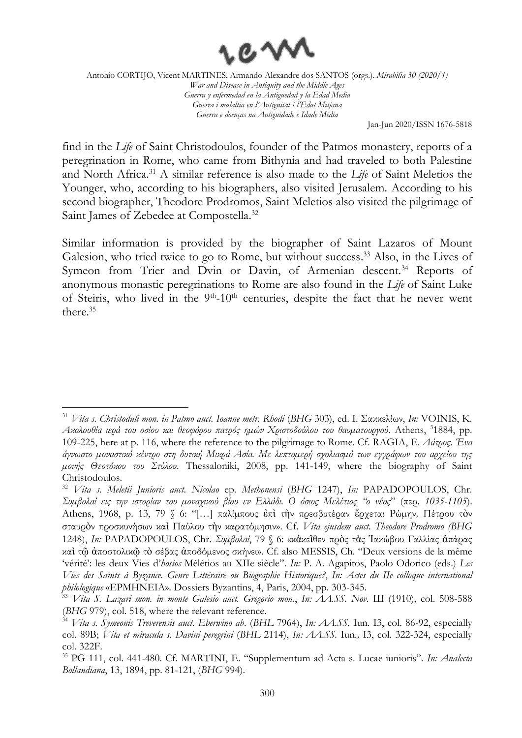find in the *Life* of Saint Christodoulos, founder of the Patmos monastery, reports of a peregrination in Rome, who came from Bithynia and had traveled to both Palestine and North Africa.[31] A similar reference is also made to the *Life* of Saint Meletios the Younger, who, according to his biographers, also visited Jerusalem. According to his second biographer, Theodore Prodromos, Saint Meletios also visited the pilgrimage of Saint James of Zebedee at Compostella.[32]

Similar information is provided by the biographer of Saint Lazaros of Mount Galesion, who tried twice to go to Rome, but without success.[33] Also, in the Lives of Symeon from Trier and Dvin or Davin, of Armenian descent.[34] Reports of anonymous monastic peregrinations to Rome are also found in the *Life* of Saint Luke of Steiris, who lived in the 9th-10th centuries, despite the fact that he never went there.[35]

---

[31] *Vita s. Christoduli mon. in Patmo auct. Ioanne metr. Rhodi* (*BHG* 303), ed. Ι. Σακκελίων, *In:* VOINIS, K. *Ακολουθία ιερά του οσίου και θεοφόρου πατρός ημών Χριστοδούλου του θαυματουργού*. Athens, [3]1884, pp. 109-225, here at p. 116, where the reference to the pilgrimage to Rome. Cf. RAGIA, E. *Λάτρος. Ένα άγνωστο μοναστικό κέντρο στη δυτική Μικρά Ασία. Με λεπτομερή σχολιασμό των εγγράφων του αρχείου της μονής Θεοτόκου του Στύλου*. Thessaloniki, 2008, pp. 141-149, where the biography of Saint Christodoulos.

[32] *Vita s. Meletii Junioris auct. Nicolao* ep. *Methonensi* (*BHG* 1247), *In:* PAPADOPOULOS, Chr. *Συμβολαί εις την ιστορίαν του μοναχικού βίου εν Ελλάδι. Ο όσιος Μελέτιος "ο νέος"* (περ. *1035-1105*). Athens, 1968, p. 13, 79 § 6: "[…] παλίμπους ἐπὶ τὴν πρεσβυτέραν ἔρχεται Ῥώμην, Πέτρου τὸν σταυρὸν προσκυνήσων καὶ Παύλου τὴν καρατόμησιν». Cf. *Vita ejusdem auct. Theodore Prodromo (BHG* 1248), *In:* PAPADOPOULOS, Chr. *Συμβολαί*, 79 § 6: «κἀκεῖθεν πρὸς τὰς Ἰακώβου Γαλλίας ἀπάρας καὶ τῷ ἀποστολικῷ τὸ σέβας ἀποδόμενος σκήνει». Cf. also MESSIS, Ch. "Deux versions de la même 'vérité': les deux Vies d'*hosios* Mélétios au XIIe siècle". *In:* P. A. Agapitos, Paolo Odorico (eds.) *Les Vies des Saints à Byzance. Genre Littéraire ou Biographie Historique?*, *In: Actes du IIe colloque international philologique* «EPMHNEIA». Dossiers Byzantins, 4, Paris, 2004, pp. 303-345.

[33] *Vita S. Lazari mon. in monte Galesio auct. Gregorio mon.*, *In: AA.SS. Nov.* III (1910), col. 508-588 (*BHG* 979), col. 518, where the relevant reference.

[34] *Vita s. Symeonis Treverensis auct. Eberwino ab.* (*BHL* 7964), *In: AA.SS.* Iun. I3, col. 86-92, especially col. 89B; *Vita et miracula s. Davini peregrini* (*BHL* 2114), *In: AA.SS.* Iun*.,* I3, col. 322-324, especially col. 322F.

[35] PG 111, col. 441-480. Cf. MARTINI, E. "Supplementum ad Acta s. Lucae iunioris". *In: Analecta Bollandiana*, 13, 1894, pp. 81-121, (*BHG* 994).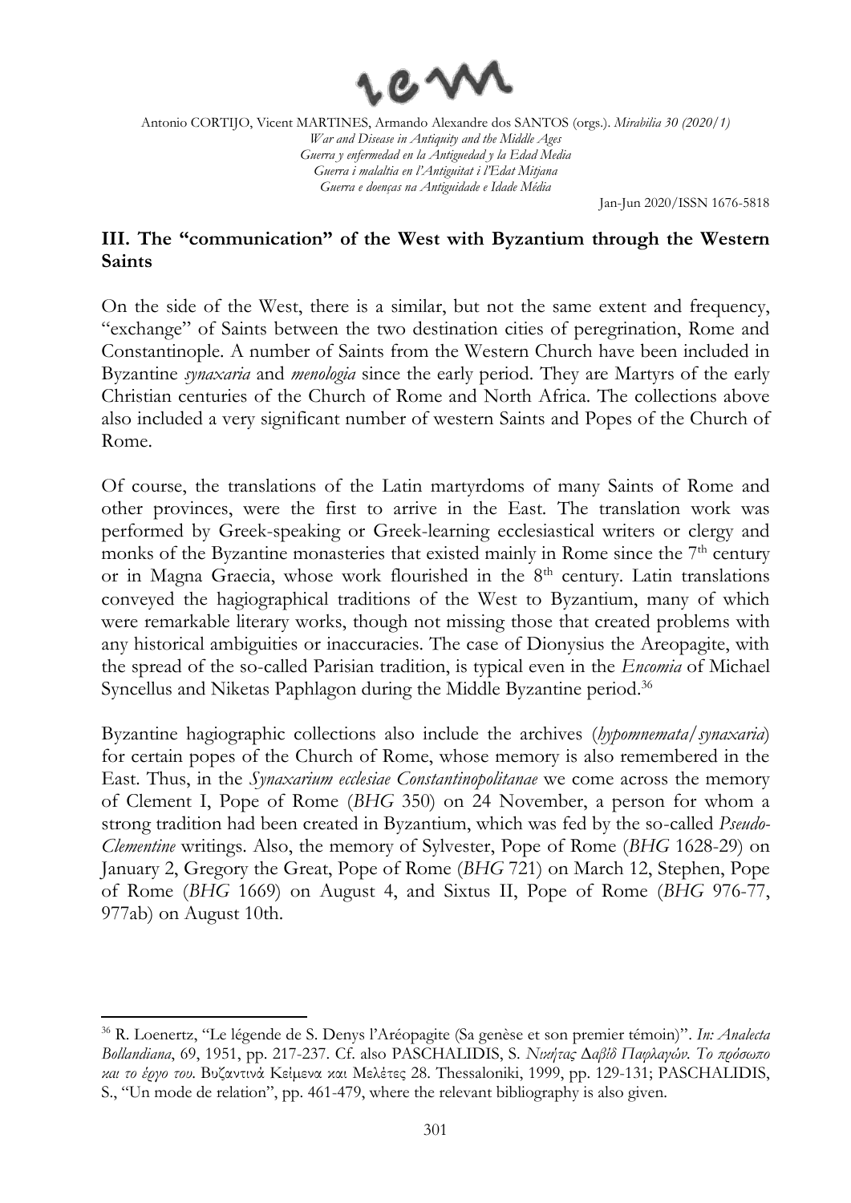## III. The "communication" of the West with Byzantium through the Western Saints

On the side of the West, there is a similar, but not the same extent and frequency, "exchange" of Saints between the two destination cities of peregrination, Rome and Constantinople. A number of Saints from the Western Church have been included in Byzantine *synaxaria* and *menologia* since the early period. They are Martyrs of the early Christian centuries of the Church of Rome and North Africa. The collections above also included a very significant number of western Saints and Popes of the Church of Rome.

Of course, the translations of the Latin martyrdoms of many Saints of Rome and other provinces, were the first to arrive in the East. The translation work was performed by Greek-speaking or Greek-learning ecclesiastical writers or clergy and monks of the Byzantine monasteries that existed mainly in Rome since the 7th century or in Magna Graecia, whose work flourished in the 8th century. Latin translations conveyed the hagiographical traditions of the West to Byzantium, many of which were remarkable literary works, though not missing those that created problems with any historical ambiguities or inaccuracies. The case of Dionysius the Areopagite, with the spread of the so-called Parisian tradition, is typical even in the *Encomia* of Michael Syncellus and Niketas Paphlagon during the Middle Byzantine period.[36]

Byzantine hagiographic collections also include the archives (*hypomnemata*/*synaxaria*) for certain popes of the Church of Rome, whose memory is also remembered in the East. Thus, in the *Synaxarium ecclesiae Constantinopolitanae* we come across the memory of Clement I, Pope of Rome (*BHG* 350) on 24 November, a person for whom a strong tradition had been created in Byzantium, which was fed by the so-called *Pseudo-Clementine* writings. Also, the memory of Sylvester, Pope of Rome (*BHG* 1628-29) on January 2, Gregory the Great, Pope of Rome (*BHG* 721) on March 12, Stephen, Pope of Rome (*BHG* 1669) on August 4, and Sixtus II, Pope of Rome (*BHG* 976-77, 977ab) on August 10th.

---

[36] R. Loenertz, "Le légende de S. Denys l'Aréopagite (Sa genèse et son premier témoin)". *In: Analecta Bollandiana*, 69, 1951, pp. 217-237. Cf. also PASCHALIDIS, S. *Νικήτας Δαβίδ Παφλαγών. Το πρόσωπο και το έργο του*. Βυζαντινά Κείμενα και Μελέτες 28. Thessaloniki, 1999, pp. 129-131; PASCHALIDIS, S., "Un mode de relation", pp. 461-479, where the relevant bibliography is also given.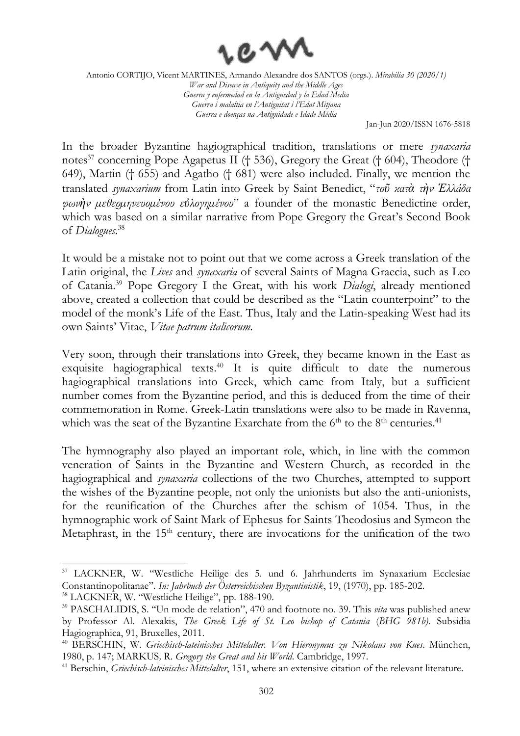In the broader Byzantine hagiographical tradition, translations or mere *synaxaria* notes[37] concerning Pope Agapetus II († 536), Gregory the Great († 604), Theodore († 649), Martin († 655) and Agatho († 681) were also included. Finally, we mention the translated *synaxarium* from Latin into Greek by Saint Benedict, "*τοῦ κατὰ τὴν Ἑλλάδα φωνὴν μεθερμηνευομένου εὐλογημένου*" a founder of the monastic Benedictine order, which was based on a similar narrative from Pope Gregory the Great's Second Book of *Dialogues*.[38]

It would be a mistake not to point out that we come across a Greek translation of the Latin original, the *Lives* and *synaxaria* of several Saints of Magna Graecia, such as Leo of Catania.[39] Pope Gregory I the Great, with his work *Dialogi*, already mentioned above, created a collection that could be described as the "Latin counterpoint" to the model of the monk's Life of the East. Thus, Italy and the Latin-speaking West had its own Saints' Vitae, *Vitae patrum italicorum*.

Very soon, through their translations into Greek, they became known in the East as exquisite hagiographical texts.[40] It is quite difficult to date the numerous hagiographical translations into Greek, which came from Italy, but a sufficient number comes from the Byzantine period, and this is deduced from the time of their commemoration in Rome. Greek-Latin translations were also to be made in Ravenna, which was the seat of the Byzantine Exarchate from the 6th to the 8th centuries.[41]

The hymnography also played an important role, which, in line with the common veneration of Saints in the Byzantine and Western Church, as recorded in the hagiographical and *synaxaria* collections of the two Churches, attempted to support the wishes of the Byzantine people, not only the unionists but also the anti-unionists, for the reunification of the Churches after the schism of 1054. Thus, in the hymnographic work of Saint Mark of Ephesus for Saints Theodosius and Symeon the Metaphrast, in the 15th century, there are invocations for the unification of the two

---

[37] LACKNER, W. "Westliche Heilige des 5. und 6. Jahrhunderts im Synaxarium Ecclesiae Constantinopolitanae". *In: Jahrbuch der Österreichischen Byzantinistik*, 19, (1970), pp. 185-202.

[38] LACKNER, W. "Westliche Heilige", pp. 188-190.

[39] PASCHALIDIS, S. "Un mode de relation", 470 and footnote no. 39. This *vita* was published anew by Professor Al. Alexakis, *The Greek Life of St. Leo bishop of Catania* (*BHG 981b*). Subsidia Hagiographica, 91, Bruxelles, 2011.

[40] BERSCHIN, W. *Griechisch-lateinisches Mittelalter. Von Hieronymus zu Nikolaus von Kues*. München, 1980, p. 147; MARKUS, R. *Gregory the Great and his World*. Cambridge, 1997.

[41] Berschin, *Griechisch-lateinisches Mittelalter*, 151, where an extensive citation of the relevant literature.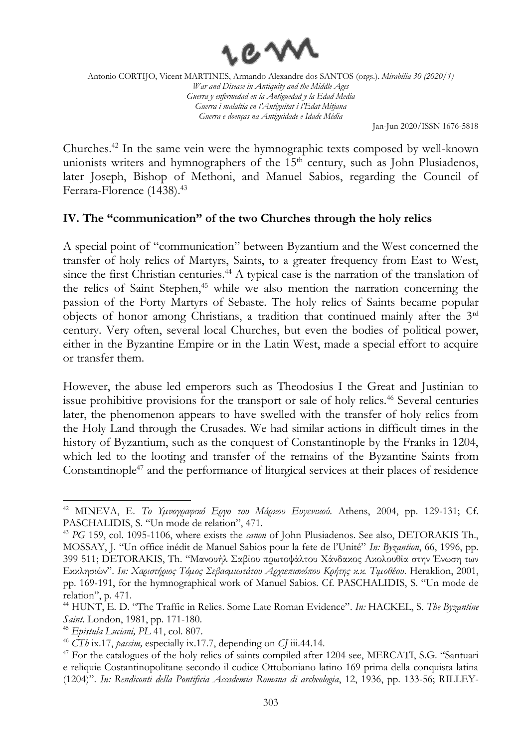Churches.[42] In the same vein were the hymnographic texts composed by well-known unionists writers and hymnographers of the 15[th] century, such as John Plusiadenos, later Joseph, Bishop of Methoni, and Manuel Sabios, regarding the Council of Ferrara-Florence (1438).[43]

## IV. The "communication" of the two Churches through the holy relics

A special point of "communication" between Byzantium and the West concerned the transfer of holy relics of Martyrs, Saints, to a greater frequency from East to West, since the first Christian centuries.[44] A typical case is the narration of the translation of the relics of Saint Stephen,[45] while we also mention the narration concerning the passion of the Forty Martyrs of Sebaste. The holy relics of Saints became popular objects of honor among Christians, a tradition that continued mainly after the 3[rd] century. Very often, several local Churches, but even the bodies of political power, either in the Byzantine Empire or in the Latin West, made a special effort to acquire or transfer them.

However, the abuse led emperors such as Theodosius I the Great and Justinian to issue prohibitive provisions for the transport or sale of holy relics.[46] Several centuries later, the phenomenon appears to have swelled with the transfer of holy relics from the Holy Land through the Crusades. We had similar actions in difficult times in the history of Byzantium, such as the conquest of Constantinople by the Franks in 1204, which led to the looting and transfer of the remains of the Byzantine Saints from Constantinople[47] and the performance of liturgical services at their places of residence

---

[42] MINEVA, E. *Το Υμνογραφικό Εργο του Μάρκου Ευγενικού*. Athens, 2004, pp. 129-131; Cf. PASCHALIDIS, S. "Un mode de relation", 471.

[43] *PG* 159, col. 1095-1106, where exists the *canon* of John Plusiadenos. See also, DETORAKIS Th., MOSSAY, J. "Un office inédit de Manuel Sabios pour la fete de l'Unité" *In: Byzantion*, 66, 1996, pp. 399 511; DETORAKIS, Th. "Μανουήλ Σαβίου πρωτοψάλτου Χάνδακος Ακολουθία στην Ένωση των Εκκλησιών". *In: Χαριστήριος Τόμος Σεβασμιωτάτου Αρχιεπισκόπου Κρήτης κ.κ. Τιμοθέου*. Heraklion, 2001, pp. 169-191, for the hymnographical work of Manuel Sabios. Cf. PASCHALIDIS, S. "Un mode de relation", p. 471.

[44] HUNT, E. D. "The Traffic in Relics. Some Late Roman Evidence". *In:* HACKEL, S. *The Byzantine Saint*. London, 1981, pp. 171-180.

[45] *Epistula Luciani, PL* 41, col. 807.

[46] *CTh* ix.17, *passim,* especially ix.17.7, depending on *CJ* iii.44.14.

[47] For the catalogues of the holy relics of saints compiled after 1204 see, MERCATI, S.G. "Santuari e reliquie Costantinopolitane secondo il codice Ottoboniano latino 169 prima della conquista latina (1204)". *In: Rendiconti della Pontificia Accademia Romana di archeologia*, 12, 1936, pp. 133-56; RILLEY-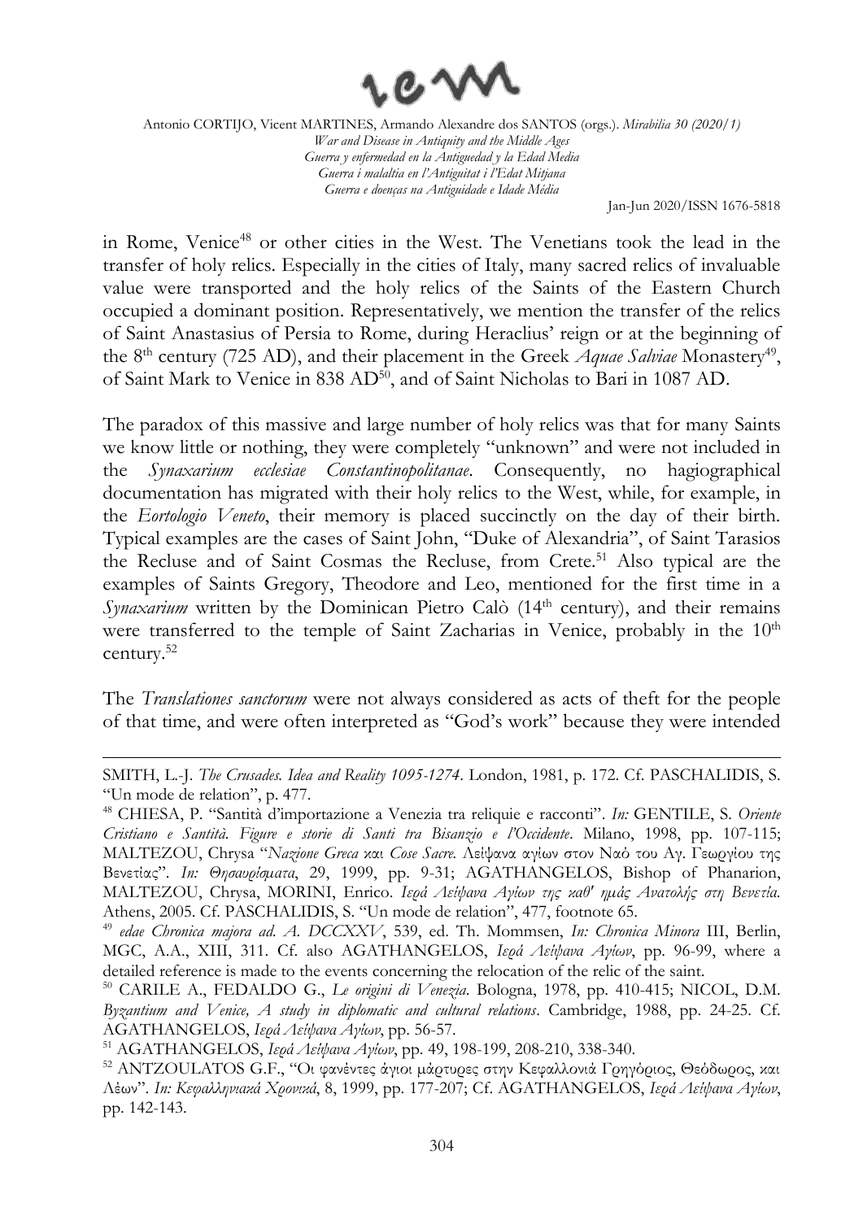in Rome, Venice[48] or other cities in the West. The Venetians took the lead in the transfer of holy relics. Especially in the cities of Italy, many sacred relics of invaluable value were transported and the holy relics of the Saints of the Eastern Church occupied a dominant position. Representatively, we mention the transfer of the relics of Saint Anastasius of Persia to Rome, during Heraclius' reign or at the beginning of the 8th century (725 AD), and their placement in the Greek *Aquae Salviae* Monastery[49], of Saint Mark to Venice in 838 AD[50], and of Saint Nicholas to Bari in 1087 AD.

The paradox of this massive and large number of holy relics was that for many Saints we know little or nothing, they were completely "unknown" and were not included in the *Synaxarium ecclesiae Constantinopolitanae*. Consequently, no hagiographical documentation has migrated with their holy relics to the West, while, for example, in the *Eortologio Veneto*, their memory is placed succinctly on the day of their birth. Typical examples are the cases of Saint John, "Duke of Alexandria", of Saint Tarasios the Recluse and of Saint Cosmas the Recluse, from Crete.[51] Also typical are the examples of Saints Gregory, Theodore and Leo, mentioned for the first time in a *Synaxarium* written by the Dominican Pietro Calò (14th century), and their remains were transferred to the temple of Saint Zacharias in Venice, probably in the 10th century.[52]

The *Translationes sanctorum* were not always considered as acts of theft for the people of that time, and were often interpreted as "God's work" because they were intended

---

SMITH, L.-J. *The Crusades. Idea and Reality 1095-1274*. London, 1981, p. 172. Cf. PASCHALIDIS, S. "Un mode de relation", p. 477.

[48] CHIESA, P. "Santità d'importazione a Venezia tra reliquie e racconti". *In:* GENTILE, S. *Oriente Cristiano e Santità. Figure e storie di Santi tra Bisanzio e l'Occidente*. Milano, 1998, pp. 107-115; MALTEZOU, Chrysa "*Nazione Greca* και *Cose Sacre.* Λείψανα αγίων στον Ναό του Αγ. Γεωργίου της Βενετίας". *In: Θησαυρίσματα*, 29, 1999, pp. 9-31; AGATHANGELOS, Bishop of Phanarion, MALTEZOU, Chrysa, MORINI, Enrico. *Ιερά Λείψανα Αγίων της καθ' ημάς Ανατολής στη Βενετία.* Athens, 2005. Cf. PASCHALIDIS, S. "Un mode de relation", 477, footnote 65.

[49] *edae Chronica majora ad. A. DCCXXV*, 539, ed. Th. Mommsen, *In: Chronica Minora* III, Berlin, MGC, A.A., XIII, 311. Cf. also AGATHANGELOS, *Ιερά Λείψανα Αγίων*, pp. 96-99, where a detailed reference is made to the events concerning the relocation of the relic of the saint.

[50] CARILE A., FEDALDO G., *Le origini di Venezia*. Bologna, 1978, pp. 410-415; NICOL, D.M. *Byzantium and Venice, A study in diplomatic and cultural relations*. Cambridge, 1988, pp. 24-25. Cf. AGATHANGELOS, *Ιερά Λείψανα Αγίων*, pp. 56-57.

[51] AGATHANGELOS, *Ιερά Λείψανα Αγίων*, pp. 49, 198-199, 208-210, 338-340.

[52] ANTZOULATOS G.F., "Οι φανέντες άγιοι μάρτυρες στην Κεφαλλονιά Γρηγόριος, Θεόδωρος, και Λέων". *In: Κεφαλληνιακά Χρονικά*, 8, 1999, pp. 177-207; Cf. AGATHANGELOS, *Ιερά Λείψανα Αγίων*, pp. 142-143.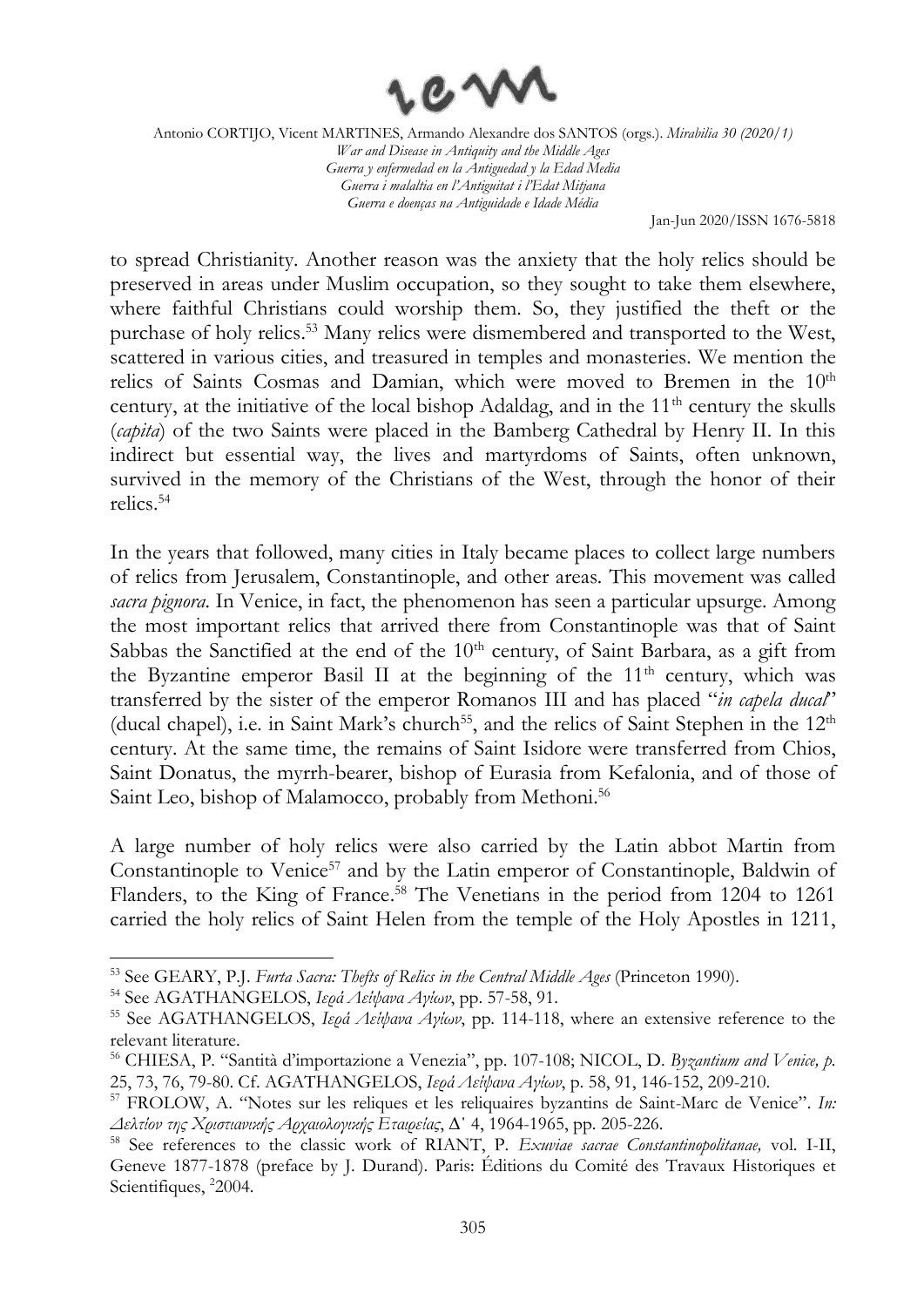to spread Christianity. Another reason was the anxiety that the holy relics should be preserved in areas under Muslim occupation, so they sought to take them elsewhere, where faithful Christians could worship them. So, they justified the theft or the purchase of holy relics.[53] Many relics were dismembered and transported to the West, scattered in various cities, and treasured in temples and monasteries. We mention the relics of Saints Cosmas and Damian, which were moved to Bremen in the 10th century, at the initiative of the local bishop Adaldag, and in the 11th century the skulls (*capita*) of the two Saints were placed in the Bamberg Cathedral by Henry II. In this indirect but essential way, the lives and martyrdoms of Saints, often unknown, survived in the memory of the Christians of the West, through the honor of their relics.[54]

In the years that followed, many cities in Italy became places to collect large numbers of relics from Jerusalem, Constantinople, and other areas. This movement was called *sacra pignora*. In Venice, in fact, the phenomenon has seen a particular upsurge. Among the most important relics that arrived there from Constantinople was that of Saint Sabbas the Sanctified at the end of the 10th century, of Saint Barbara, as a gift from the Byzantine emperor Basil II at the beginning of the 11th century, which was transferred by the sister of the emperor Romanos III and has placed "*in capela ducal*" (ducal chapel), i.e. in Saint Mark's church[55], and the relics of Saint Stephen in the 12th century. At the same time, the remains of Saint Isidore were transferred from Chios, Saint Donatus, the myrrh-bearer, bishop of Eurasia from Kefalonia, and of those of Saint Leo, bishop of Malamocco, probably from Methoni.[56]

A large number of holy relics were also carried by the Latin abbot Martin from Constantinople to Venice[57] and by the Latin emperor of Constantinople, Baldwin of Flanders, to the King of France.[58] The Venetians in the period from 1204 to 1261 carried the holy relics of Saint Helen from the temple of the Holy Apostles in 1211,

---

[53] See GEARY, P.J. *Furta Sacra: Thefts of Relics in the Central Middle Ages* (Princeton 1990).

[54] See AGATHANGELOS, *Ιερά Λείψανα Αγίων*, pp. 57-58, 91.

[55] See AGATHANGELOS, *Ιερά Λείψανα Αγίων*, pp. 114-118, where an extensive reference to the relevant literature.

[56] CHIESA, P. "Santità d'importazione a Venezia", pp. 107-108; NICOL, D. *Byzantium and Venice, p.* 25, 73, 76, 79-80. Cf. AGATHANGELOS, *Ιερά Λείψανα Αγίων*, p. 58, 91, 146-152, 209-210.

[57] FROLOW, A. "Notes sur les reliques et les reliquaires byzantins de Saint-Marc de Venice". *In: Δελτίον της Χριστιανικής Αρχαιολογικής Εταιρείας*, Δ' 4, 1964-1965, pp. 205-226.

[58] See references to the classic work of RIANT, P. *Exuviae sacrae Constantinopolitanae,* vol. I-II, Geneve 1877-1878 (preface by J. Durand). Paris: Éditions du Comité des Travaux Historiques et Scientifiques, [2]2004.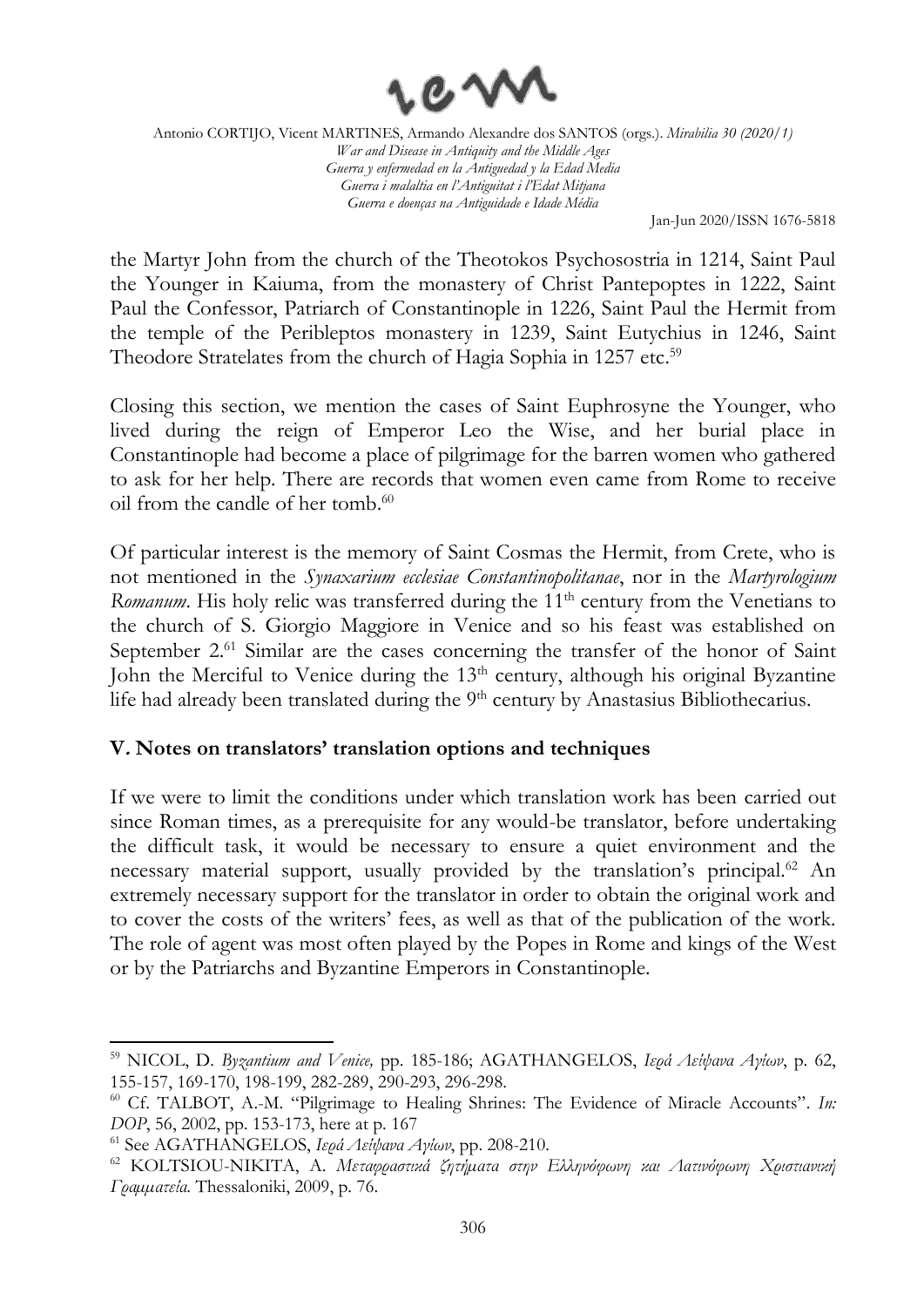the Martyr John from the church of the Theotokos Psychosostria in 1214, Saint Paul the Younger in Kaiuma, from the monastery of Christ Pantepoptes in 1222, Saint Paul the Confessor, Patriarch of Constantinople in 1226, Saint Paul the Hermit from the temple of the Peribleptos monastery in 1239, Saint Eutychius in 1246, Saint Theodore Stratelates from the church of Hagia Sophia in 1257 etc.[59]

Closing this section, we mention the cases of Saint Euphrosyne the Younger, who lived during the reign of Emperor Leo the Wise, and her burial place in Constantinople had become a place of pilgrimage for the barren women who gathered to ask for her help. There are records that women even came from Rome to receive oil from the candle of her tomb.[60]

Of particular interest is the memory of Saint Cosmas the Hermit, from Crete, who is not mentioned in the *Synaxarium ecclesiae Constantinopolitanae*, nor in the *Martyrologium Romanum*. His holy relic was transferred during the 11th century from the Venetians to the church of S. Giorgio Maggiore in Venice and so his feast was established on September 2.[61] Similar are the cases concerning the transfer of the honor of Saint John the Merciful to Venice during the 13th century, although his original Byzantine life had already been translated during the 9th century by Anastasius Bibliothecarius.

## V. Notes on translators' translation options and techniques

If we were to limit the conditions under which translation work has been carried out since Roman times, as a prerequisite for any would-be translator, before undertaking the difficult task, it would be necessary to ensure a quiet environment and the necessary material support, usually provided by the translation's principal.[62] An extremely necessary support for the translator in order to obtain the original work and to cover the costs of the writers' fees, as well as that of the publication of the work. The role of agent was most often played by the Popes in Rome and kings of the West or by the Patriarchs and Byzantine Emperors in Constantinople.

---

[59] NICOL, D. *Byzantium and Venice,* pp. 185-186; AGATHANGELOS, *Ιερά Λείψανα Αγίων*, p. 62, 155-157, 169-170, 198-199, 282-289, 290-293, 296-298.

[60] Cf. TALBOT, A.-M. "Pilgrimage to Healing Shrines: The Evidence of Miracle Accounts". *In: DOP*, 56, 2002, pp. 153-173, here at p. 167

[61] See AGATHANGELOS, *Ιερά Λείψανα Αγίων*, pp. 208-210.

[62] KOLTSIOU-NIKITA, A. *Μεταφραστικά ζητήματα στην Ελληνόφωνη και Λατινόφωνη Χριστιανική Γραμματεία.* Thessaloniki, 2009, p. 76.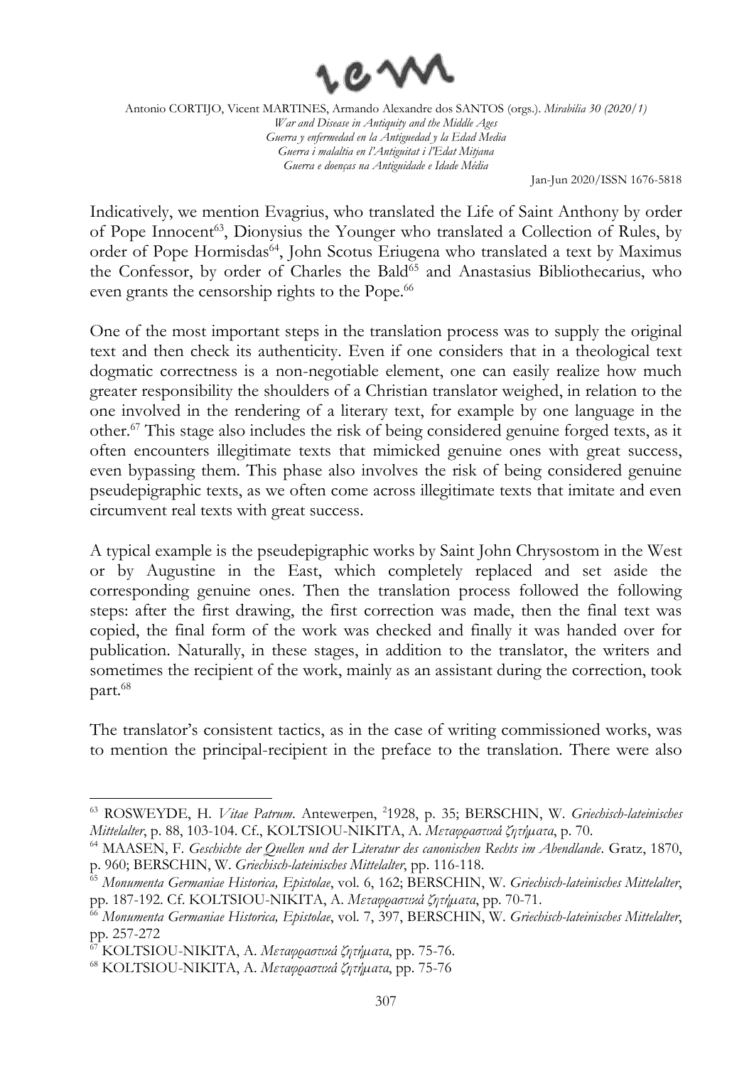Indicatively, we mention Evagrius, who translated the Life of Saint Anthony by order of Pope Innocent[63], Dionysius the Younger who translated a Collection of Rules, by order of Pope Hormisdas[64], John Scotus Eriugena who translated a text by Maximus the Confessor, by order of Charles the Bald[65] and Anastasius Bibliothecarius, who even grants the censorship rights to the Pope.[66]

One of the most important steps in the translation process was to supply the original text and then check its authenticity. Even if one considers that in a theological text dogmatic correctness is a non-negotiable element, one can easily realize how much greater responsibility the shoulders of a Christian translator weighed, in relation to the one involved in the rendering of a literary text, for example by one language in the other.[67] This stage also includes the risk of being considered genuine forged texts, as it often encounters illegitimate texts that mimicked genuine ones with great success, even bypassing them. This phase also involves the risk of being considered genuine pseudepigraphic texts, as we often come across illegitimate texts that imitate and even circumvent real texts with great success.

A typical example is the pseudepigraphic works by Saint John Chrysostom in the West or by Augustine in the East, which completely replaced and set aside the corresponding genuine ones. Then the translation process followed the following steps: after the first drawing, the first correction was made, then the final text was copied, the final form of the work was checked and finally it was handed over for publication. Naturally, in these stages, in addition to the translator, the writers and sometimes the recipient of the work, mainly as an assistant during the correction, took part.[68]

The translator's consistent tactics, as in the case of writing commissioned works, was to mention the principal-recipient in the preface to the translation. There were also

---

[63] ROSWEYDE, H. *Vitae Patrum*. Antewerpen, ²1928, p. 35; BERSCHIN, W. *Griechisch-lateinisches Mittelalter*, p. 88, 103-104. Cf., KOLTSIOU-NIKITA, A. *Μεταφραστικά ζητήματα*, p. 70.

[64] MAASEN, F. *Geschichte der Quellen und der Literatur des canonischen Rechts im Abendlande*. Gratz, 1870, p. 960; BERSCHIN, W. *Griechisch-lateinisches Mittelalter*, pp. 116-118.

[65] *Monumenta Germaniae Historica, Epistolae*, vol. 6, 162; BERSCHIN, W. *Griechisch-lateinisches Mittelalter*, pp. 187-192. Cf. KOLTSIOU-NIKITA, A. *Μεταφραστικά ζητήματα*, pp. 70-71.

[66] *Monumenta Germaniae Historica, Epistolae*, vol. 7, 397, BERSCHIN, W. *Griechisch-lateinisches Mittelalter*, pp. 257-272

[67] KOLTSIOU-NIKITA, A. *Μεταφραστικά ζητήματα*, pp. 75-76.

[68] KOLTSIOU-NIKITA, A. *Μεταφραστικά ζητήματα*, pp. 75-76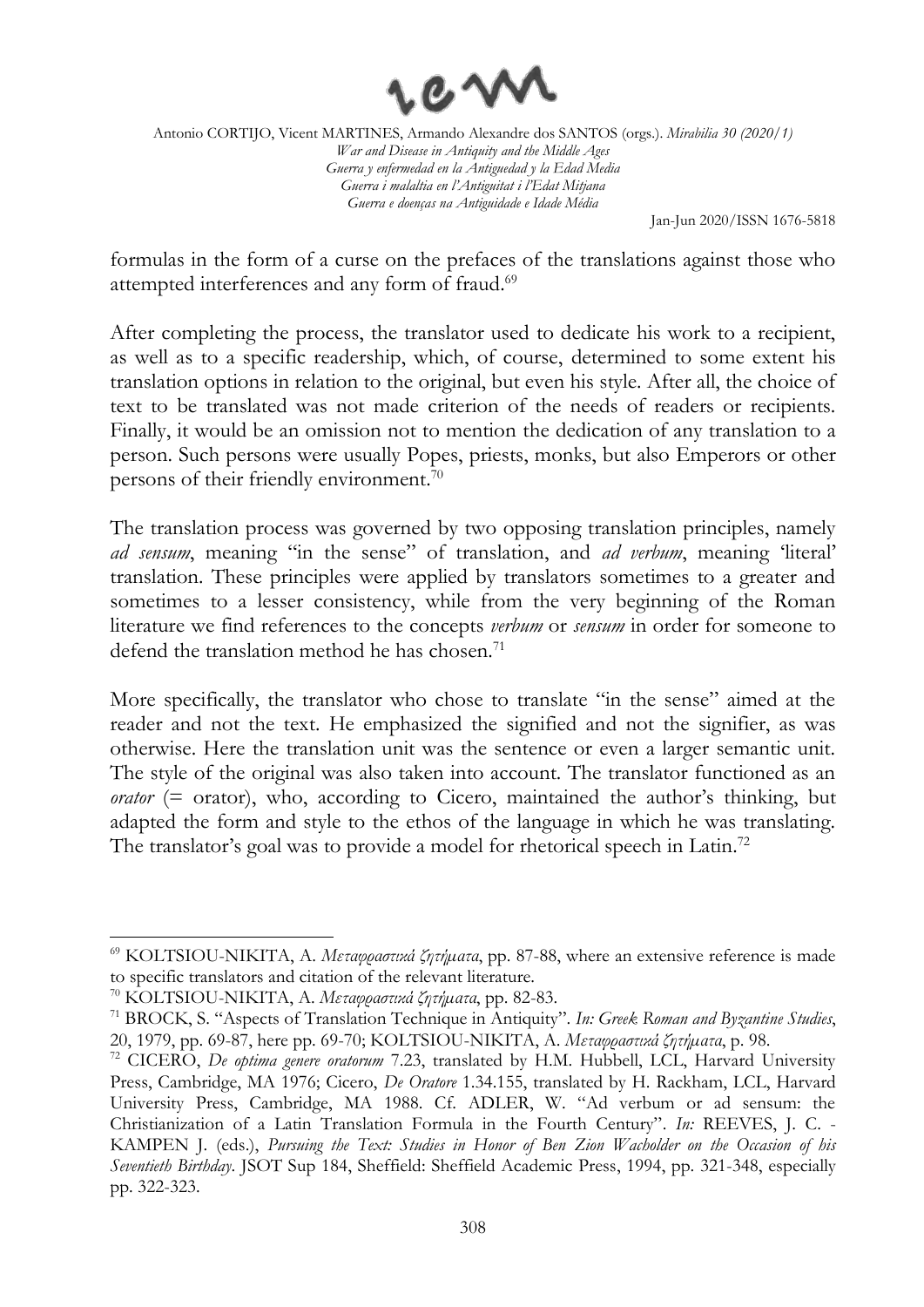formulas in the form of a curse on the prefaces of the translations against those who attempted interferences and any form of fraud.[69]

After completing the process, the translator used to dedicate his work to a recipient, as well as to a specific readership, which, of course, determined to some extent his translation options in relation to the original, but even his style. After all, the choice of text to be translated was not made criterion of the needs of readers or recipients. Finally, it would be an omission not to mention the dedication of any translation to a person. Such persons were usually Popes, priests, monks, but also Emperors or other persons of their friendly environment.[70]

The translation process was governed by two opposing translation principles, namely *ad sensum*, meaning "in the sense" of translation, and *ad verbum*, meaning 'literal' translation. These principles were applied by translators sometimes to a greater and sometimes to a lesser consistency, while from the very beginning of the Roman literature we find references to the concepts *verbum* or *sensum* in order for someone to defend the translation method he has chosen.[71]

More specifically, the translator who chose to translate "in the sense" aimed at the reader and not the text. He emphasized the signified and not the signifier, as was otherwise. Here the translation unit was the sentence or even a larger semantic unit. The style of the original was also taken into account. The translator functioned as an *orator* (= orator), who, according to Cicero, maintained the author's thinking, but adapted the form and style to the ethos of the language in which he was translating. The translator's goal was to provide a model for rhetorical speech in Latin.[72]

---

[69] KOLTSIOU-NIKITA, A. *Μεταφραστικά ζητήματα*, pp. 87-88, where an extensive reference is made to specific translators and citation of the relevant literature.

[70] KOLTSIOU-NIKITA, A. *Μεταφραστικά ζητήματα*, pp. 82-83.

[71] BROCK, S. "Aspects of Translation Technique in Antiquity". *In: Greek Roman and Byzantine Studies*, 20, 1979, pp. 69-87, here pp. 69-70; KOLTSIOU-NIKITA, A. *Μεταφραστικά ζητήματα*, p. 98.

[72] CICERO, *De optima genere oratorum* 7.23, translated by H.M. Hubbell, LCL, Harvard University Press, Cambridge, MA 1976; Cicero, *De Oratore* 1.34.155, translated by H. Rackham, LCL, Harvard University Press, Cambridge, MA 1988. Cf. ADLER, W. "Ad verbum or ad sensum: the Christianization of a Latin Translation Formula in the Fourth Century". *In:* REEVES, J. C. - KAMPEN J. (eds.), *Pursuing the Text: Studies in Honor of Ben Zion Wacholder on the Occasion of his Seventieth Birthday*. JSOT Sup 184, Sheffield: Sheffield Academic Press, 1994, pp. 321-348, especially pp. 322-323.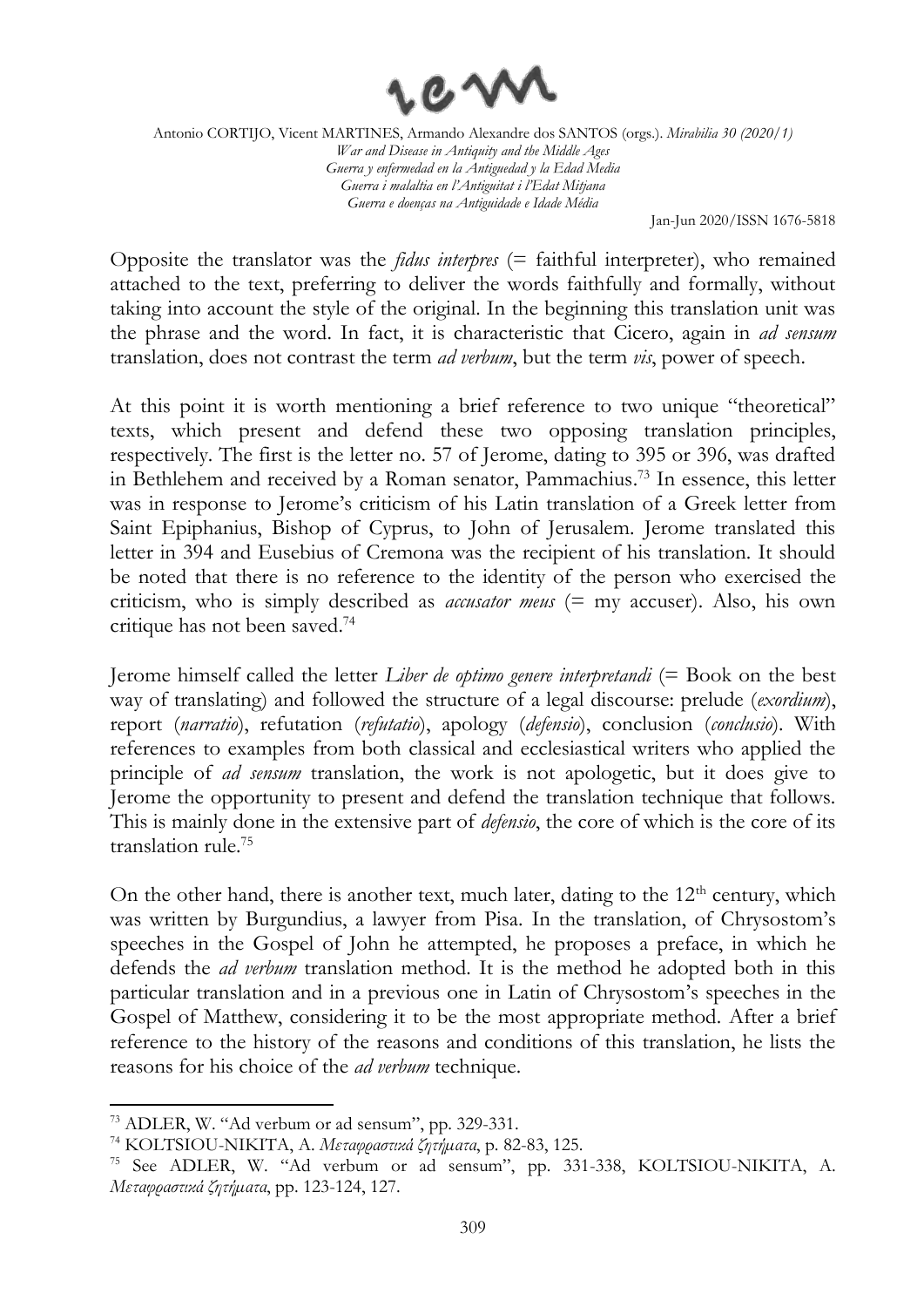Opposite the translator was the *fidus interpres* (= faithful interpreter), who remained attached to the text, preferring to deliver the words faithfully and formally, without taking into account the style of the original. In the beginning this translation unit was the phrase and the word. In fact, it is characteristic that Cicero, again in *ad sensum* translation, does not contrast the term *ad verbum*, but the term *vis*, power of speech.

At this point it is worth mentioning a brief reference to two unique "theoretical" texts, which present and defend these two opposing translation principles, respectively. The first is the letter no. 57 of Jerome, dating to 395 or 396, was drafted in Bethlehem and received by a Roman senator, Pammachius.[73] In essence, this letter was in response to Jerome's criticism of his Latin translation of a Greek letter from Saint Epiphanius, Bishop of Cyprus, to John of Jerusalem. Jerome translated this letter in 394 and Eusebius of Cremona was the recipient of his translation. It should be noted that there is no reference to the identity of the person who exercised the criticism, who is simply described as *accusator meus* (= my accuser). Also, his own critique has not been saved.[74]

Jerome himself called the letter *Liber de optimo genere interpretandi* (= Book on the best way of translating) and followed the structure of a legal discourse: prelude (*exordium*), report (*narratio*), refutation (*refutatio*), apology (*defensio*), conclusion (*conclusio*). With references to examples from both classical and ecclesiastical writers who applied the principle of *ad sensum* translation, the work is not apologetic, but it does give to Jerome the opportunity to present and defend the translation technique that follows. This is mainly done in the extensive part of *defensio*, the core of which is the core of its translation rule.[75]

On the other hand, there is another text, much later, dating to the 12th century, which was written by Burgundius, a lawyer from Pisa. In the translation, of Chrysostom's speeches in the Gospel of John he attempted, he proposes a preface, in which he defends the *ad verbum* translation method. It is the method he adopted both in this particular translation and in a previous one in Latin of Chrysostom's speeches in the Gospel of Matthew, considering it to be the most appropriate method. After a brief reference to the history of the reasons and conditions of this translation, he lists the reasons for his choice of the *ad verbum* technique.

---

[73] ADLER, W. "Ad verbum or ad sensum", pp. 329-331.

[74] KOLTSIOU-NIKITA, A. *Μεταφραστικά ζητήματα*, p. 82-83, 125.

[75] See ADLER, W. "Ad verbum or ad sensum", pp. 331-338, KOLTSIOU-NIKITA, A. *Μεταφραστικά ζητήματα*, pp. 123-124, 127.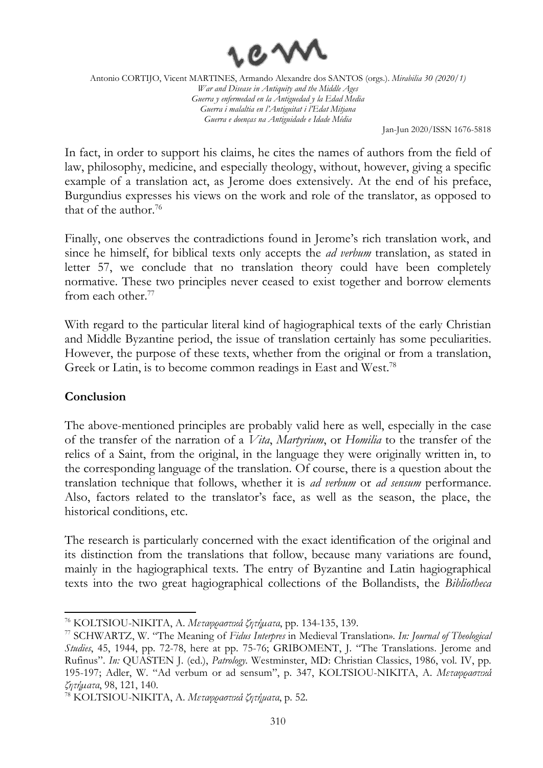In fact, in order to support his claims, he cites the names of authors from the field of law, philosophy, medicine, and especially theology, without, however, giving a specific example of a translation act, as Jerome does extensively. At the end of his preface, Burgundius expresses his views on the work and role of the translator, as opposed to that of the author.[76]

Finally, one observes the contradictions found in Jerome's rich translation work, and since he himself, for biblical texts only accepts the *ad verbum* translation, as stated in letter 57, we conclude that no translation theory could have been completely normative. These two principles never ceased to exist together and borrow elements from each other.[77]

With regard to the particular literal kind of hagiographical texts of the early Christian and Middle Byzantine period, the issue of translation certainly has some peculiarities. However, the purpose of these texts, whether from the original or from a translation, Greek or Latin, is to become common readings in East and West.[78]

## Conclusion

The above-mentioned principles are probably valid here as well, especially in the case of the transfer of the narration of a *Vita*, *Martyrium*, or *Homilia* to the transfer of the relics of a Saint, from the original, in the language they were originally written in, to the corresponding language of the translation. Of course, there is a question about the translation technique that follows, whether it is *ad verbum* or *ad sensum* performance. Also, factors related to the translator's face, as well as the season, the place, the historical conditions, etc.

The research is particularly concerned with the exact identification of the original and its distinction from the translations that follow, because many variations are found, mainly in the hagiographical texts. The entry of Byzantine and Latin hagiographical texts into the two great hagiographical collections of the Bollandists, the *Bibliotheca*

---

[76] KOLTSIOU-NIKITA, A. *Μεταφραστικά ζητήματα*, pp. 134-135, 139.

[77] SCHWARTZ, W. "The Meaning of *Fidus Interpres* in Medieval Translation». *In: Journal of Theological Studies*, 45, 1944, pp. 72-78, here at pp. 75-76; GRIBOMENT, J. "The Translations. Jerome and Rufinus". *In:* QUASTEN J. (ed.), *Patrology*. Westminster, MD: Christian Classics, 1986, vol. IV, pp. 195-197; Adler, W. "Ad verbum or ad sensum", p. 347, KOLTSIOU-NIKITA, A. *Μεταφραστικά ζητήματα*, 98, 121, 140.

[78] KOLTSIOU-NIKITA, A. *Μεταφραστικά ζητήματα*, p. 52.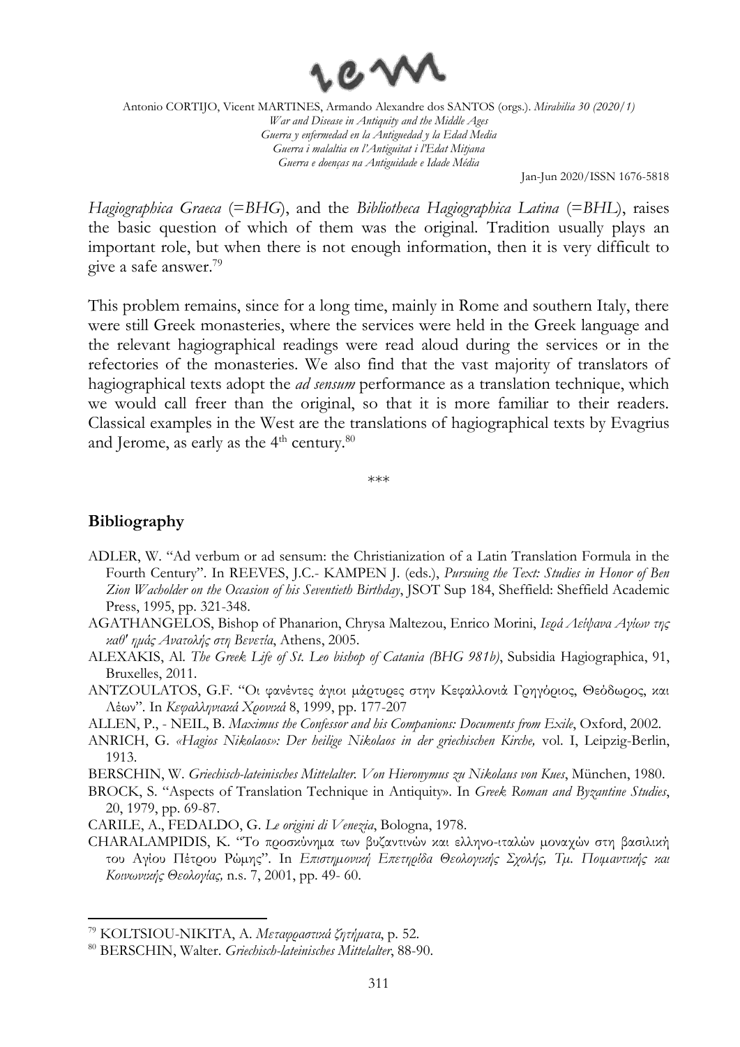*Hagiographica Graeca* (=*BHG*), and the *Bibliotheca Hagiographica Latina* (=*BHL*), raises the basic question of which of them was the original. Tradition usually plays an important role, but when there is not enough information, then it is very difficult to give a safe answer.[79]

This problem remains, since for a long time, mainly in Rome and southern Italy, there were still Greek monasteries, where the services were held in the Greek language and the relevant hagiographical readings were read aloud during the services or in the refectories of the monasteries. We also find that the vast majority of translators of hagiographical texts adopt the *ad sensum* performance as a translation technique, which we would call freer than the original, so that it is more familiar to their readers. Classical examples in the West are the translations of hagiographical texts by Evagrius and Jerome, as early as the 4th century.[80]

\*\*\*

## Bibliography

- ADLER, W. "Ad verbum or ad sensum: the Christianization of a Latin Translation Formula in the Fourth Century". In REEVES, J.C.- KAMPEN J. (eds.), *Pursuing the Text: Studies in Honor of Ben Zion Wacholder on the Occasion of his Seventieth Birthday*, JSOT Sup 184, Sheffield: Sheffield Academic Press, 1995, pp. 321-348.
- AGATHANGELOS, Bishop of Phanarion, Chrysa Maltezou, Enrico Morini, *Ιερά Λείψανα Αγίων της καθ' ημάς Ανατολής στη Βενετία*, Athens, 2005.
- ALEXAKIS, Al. *The Greek Life of St. Leo bishop of Catania (BHG 981b)*, Subsidia Hagiographica, 91, Bruxelles, 2011.
- ANTZOULATOS, G.F. "Οι φανέντες άγιοι μάρτυρες στην Κεφαλλονιά Γρηγόριος, Θεόδωρος, και Λέων". In *Κεφαλληνιακά Χρονικά* 8, 1999, pp. 177-207
- ALLEN, P., - NEIL, B. *Maximus the Confessor and his Companions: Documents from Exile*, Oxford, 2002.
- ANRICH, G. *«Hagios Nikolaos»: Der heilige Nikolaos in der griechischen Kirche,* vol. I, Leipzig-Berlin, 1913.
- BERSCHIN, W. *Griechisch-lateinisches Mittelalter. Von Hieronymus zu Nikolaus von Kues*, München, 1980.
- BROCK, S. "Aspects of Translation Technique in Antiquity». In *Greek Roman and Byzantine Studies*, 20, 1979, pp. 69-87.
- CARILE, A., FEDALDO, G. *Le origini di Venezia*, Bologna, 1978.
- CHARALAMPIDIS, K. "Το προσκύνημα των βυζαντινών και ελληνο-ιταλών μοναχών στη βασιλική του Αγίου Πέτρου Ρώμης". In *Επιστημονική Επετηρίδα Θεολογικής Σχολής, Τμ. Ποιμαντικής και Κοινωνικής Θεολογίας,* n.s. 7, 2001, pp. 49- 60.

---

[79] KOLTSIOU-NIKITA, A. *Μεταφραστικά ζητήματα*, p. 52.

[80] BERSCHIN, Walter. *Griechisch-lateinisches Mittelalter*, 88-90.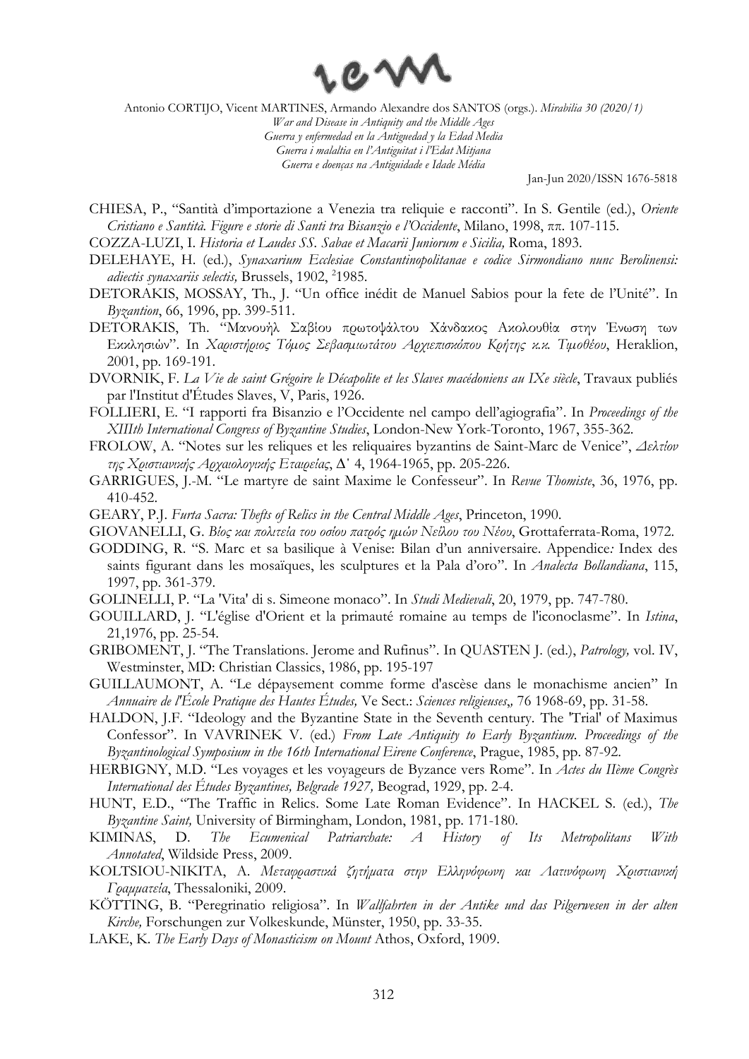CHIESA, P., "Santità d'importazione a Venezia tra reliquie e racconti". In S. Gentile (ed.), *Oriente Cristiano e Santità. Figure e storie di Santi tra Bisanzio e l'Occidente*, Milano, 1998, ππ. 107-115.

COZZA-LUZI, I. *Historia et Laudes SS. Sabae et Macarii Juniorum e Sicilia,* Roma, 1893.

DELEHAYE, H. (ed.), *Synaxarium Ecclesiae Constantinopolitanae e codice Sirmondiano nunc Berolinensi: adiectis synaxariis selectis,* Brussels, 1902, [2]1985.

DETORAKIS, MOSSAY, Th., J. "Un office inédit de Manuel Sabios pour la fete de l'Unité". In *Byzantion*, 66, 1996, pp. 399-511.

DETORAKIS, Th. "Μανουήλ Σαβίου πρωτοψάλτου Χάνδακος Ακολουθία στην Ένωση των Εκκλησιών". In *Χαριστήριος Τόμος Σεβασμιωτάτου Αρχιεπισκόπου Κρήτης κ.κ. Τιμοθέου*, Heraklion, 2001, pp. 169-191.

DVORNIK, F. *La Vie de saint Grégoire le Décapolite et les Slaves macédoniens au IXe siècle*, Travaux publiés par l'Institut d'Études Slaves, V, Paris, 1926.

FOLLIERI, E. "I rapporti fra Bisanzio e l'Occidente nel campo dell'agiografia". In *Proceedings of the XIIIth International Congress of Byzantine Studies*, London-New York-Toronto, 1967, 355-362.

FROLOW, A. "Notes sur les reliques et les reliquaires byzantins de Saint-Marc de Venice", *Δελτίον της Χριστιανικής Αρχαιολογικής Εταιρείας*, Δ' 4, 1964-1965, pp. 205-226.

GARRIGUES, J.-M. "Le martyre de saint Maxime le Confesseur". In *Revue Thomiste*, 36, 1976, pp. 410-452.

GEARY, P.J. *Furta Sacra: Thefts of Relics in the Central Middle Ages*, Princeton, 1990.

GIOVANELLI, G. *Βίος και πολιτεία του οσίου πατρός ημών Νείλου του Νέου*, Grottaferrata-Roma, 1972.

GODDING, R. "S. Marc et sa basilique à Venise: Bilan d'un anniversaire. Appendice: Index des saints figurant dans les mosaïques, les sculptures et la Pala d'oro". In *Analecta Bollandiana*, 115, 1997, pp. 361-379.

GOLINELLI, P. "La 'Vita' di s. Simeone monaco". In *Studi Medievali*, 20, 1979, pp. 747-780.

GOUILLARD, J. "L'église d'Orient et la primauté romaine au temps de l'iconoclasme". In *Istina*, 21,1976, pp. 25-54.

GRIBOMENT, J. "The Translations. Jerome and Rufinus". In QUASTEN J. (ed.), *Patrology,* vol. IV, Westminster, MD: Christian Classics, 1986, pp. 195-197

GUILLAUMONT, A. "Le dépaysement comme forme d'ascèse dans le monachisme ancien" In *Annuaire de l'École Pratique des Hautes Études,* Ve Sect.: *Sciences religieuses,,* 76 1968-69, pp. 31-58.

HALDON, J.F. "Ideology and the Byzantine State in the Seventh century. The 'Trial' of Maximus Confessor". In VAVRINEK V. (ed.) *From Late Antiquity to Early Byzantium. Proceedings of the Byzantinological Symposium in the 16th International Eirene Conference*, Prague, 1985, pp. 87-92.

HERBIGNY, M.D. "Les voyages et les voyageurs de Byzance vers Rome". In *Actes du IIème Congrès International des Études Byzantines, Belgrade 1927,* Beograd, 1929, pp. 2-4.

HUNT, E.D., "The Traffic in Relics. Some Late Roman Evidence". In HACKEL S. (ed.), *The Byzantine Saint,* University of Birmingham, London, 1981, pp. 171-180.

KIMINAS, D. *The Ecumenical Patriarchate: A History of Its Metropolitans With Annotated*, Wildside Press, 2009.

KOLTSIOU-NIKITA, A. *Μεταφραστικά ζητήματα στην Ελληνόφωνη και Λατινόφωνη Χριστιανική Γραμματεία*, Thessaloniki, 2009.

KÖTTING, B. "Peregrinatio religiosa". In *Wallfahrten in der Antike und das Pilgerwesen in der alten Kirche,* Forschungen zur Volkeskunde, Münster, 1950, pp. 33-35.

LAKE, K. *The Early Days of Monasticism on Mount* Athos, Oxford, 1909.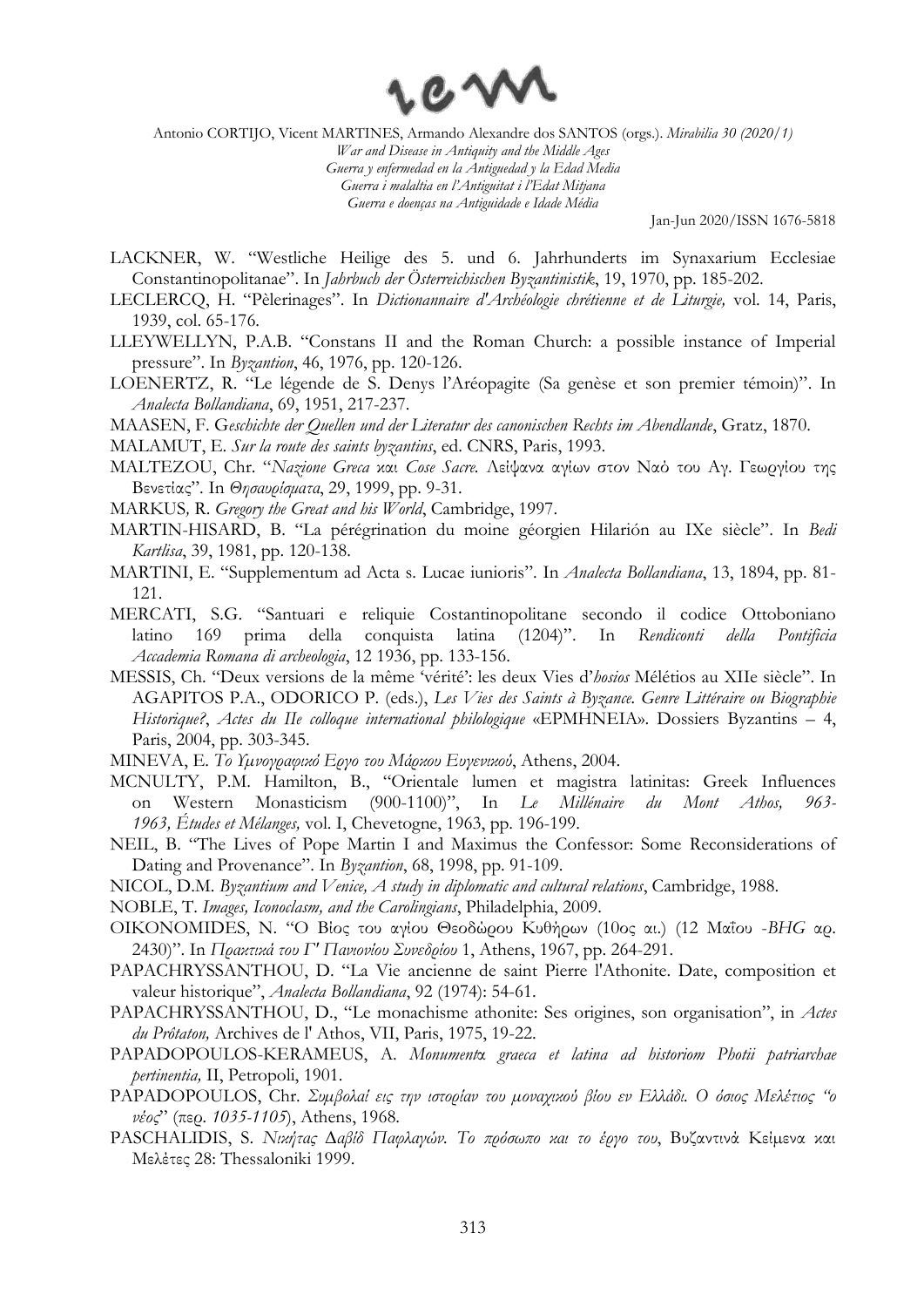LACKNER, W. "Westliche Heilige des 5. und 6. Jahrhunderts im Synaxarium Ecclesiae Constantinopolitanae". In *Jahrbuch der Österreichischen Byzantinistik*, 19, 1970, pp. 185-202.

LECLERCQ, H. "Pèlerinages". In *Dictionannaire d'Archéologie chrétienne et de Liturgie,* vol. 14, Paris, 1939, col. 65-176.

LLEYWELLYN, P.A.B. "Constans II and the Roman Church: a possible instance of Imperial pressure". In *Byzantion*, 46, 1976, pp. 120-126.

LOENERTZ, R. "Le légende de S. Denys l'Aréopagite (Sa genèse et son premier témoin)". In *Analecta Bollandiana*, 69, 1951, 217-237.

MAASEN, F. *Geschichte der Quellen und der Literatur des canonischen Rechts im Abendlande*, Gratz, 1870.

MALAMUT, E. *Sur la route des saints byzantins*, ed. CNRS, Paris, 1993.

MALTEZOU, Chr. "*Nazione Greca* και *Cose Sacre.* Λείψανα αγίων στον Ναό του Αγ. Γεωργίου της Βενετίας". In *Θησαυρίσματα*, 29, 1999, pp. 9-31.

MARKUS*,* R. *Gregory the Great and his World*, Cambridge, 1997.

MARTIN-HISARD, B. "La pérégrination du moine géorgien Hilarión au IXe siècle". In *Bedi Kartlisa*, 39, 1981, pp. 120-138.

MARTINI, E. "Supplementum ad Acta s. Lucae iunioris". In *Analecta Bollandiana*, 13, 1894, pp. 81-121.

MERCATI, S.G. "Santuari e reliquie Costantinopolitane secondo il codice Ottoboniano latino 169 prima della conquista latina (1204)". In *Rendiconti della Pontificia Accademia Romana di archeologia*, 12 1936, pp. 133-156.

MESSIS, Ch. "Deux versions de la même 'vérité': les deux Vies d'*hosios* Mélétios au XIIe siècle". In AGAPITOS P.A., ODORICO P. (eds.), *Les Vies des Saints à Byzance. Genre Littéraire ou Biographie Historique?*, *Actes du IIe colloque international philologique* «ΕΡΜΗΝΕΙΑ». Dossiers Byzantins – 4, Paris, 2004, pp. 303-345.

MINEVA, E. *Το Υμνογραφικό Εργο του Μάρκου Ευγενικού*, Athens, 2004.

MCNULTY, P.M. Hamilton, B., "Orientale lumen et magistra latinitas: Greek Influences on Western Monasticism (900-1100)", In *Le Millénaire du Mont Athos, 963-1963, Études et Mélanges,* vol. I, Chevetogne, 1963, pp. 196-199.

NEIL, B. "The Lives of Pope Martin I and Maximus the Confessor: Some Reconsiderations of Dating and Provenance". In *Byzantion*, 68, 1998, pp. 91-109.

NICOL, D.M. *Byzantium and Venice, A study in diplomatic and cultural relations*, Cambridge, 1988.

NOBLE, T. *Images, Iconoclasm, and the Carolingians*, Philadelphia, 2009.

OIKONOMIDES, N. "Ο Βίος του αγίου Θεοδώρου Κυθήρων (10ος αι.) (12 Μαΐου -*BHG* αρ. 2430)". In *Πρακτικά του Γ' Πανιονίου Συνεδρίου* 1, Athens, 1967, pp. 264-291.

PAPACHRYSSANTHOU, D. "La Vie ancienne de saint Pierre l'Athonite. Date, composition et valeur historique", *Analecta Bollandiana*, 92 (1974): 54-61.

PAPACHRYSSANTHOU, D., "Le monachisme athonite: Ses origines, son organisation", in *Actes du Prôtaton,* Archives de l' Athos, VII, Paris, 1975, 19-22.

PAPADOPOULOS-KERAMEUS, A. *Monumenta graeca et latina ad historiom Photii patriarchae pertinentia,* II, Petropoli, 1901.

PAPADOPOULOS, Chr. *Συμβολαί εις την ιστορίαν του μοναχικού βίου εν Ελλάδι. Ο όσιος Μελέτιος "ο νέος*" (περ. *1035-1105*), Athens, 1968.

PASCHALIDIS, S. *Νικήτας Δαβίδ Παφλαγών. Το πρόσωπο και το έργο του*, Βυζαντινά Κείμενα και Μελέτες 28: Thessaloniki 1999.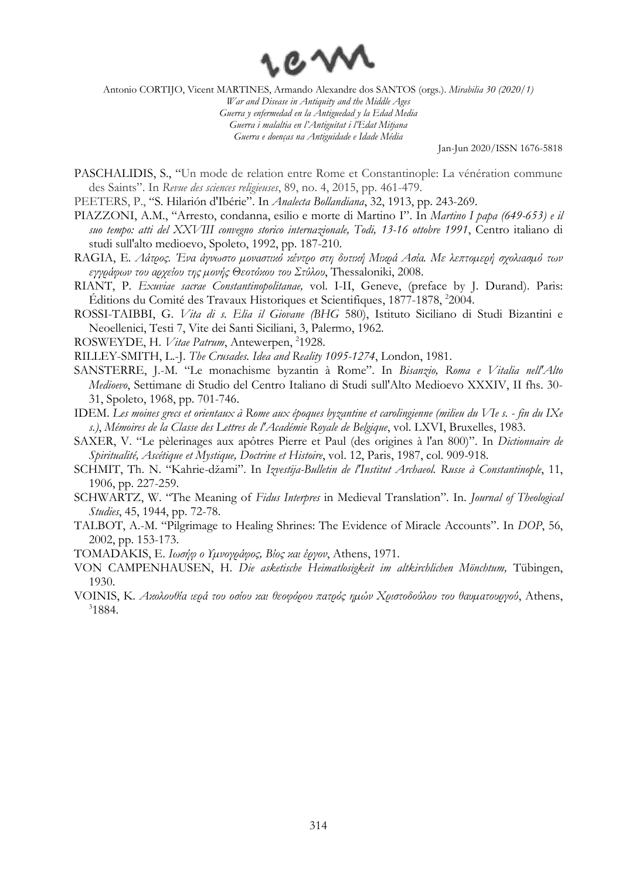PASCHALIDIS, S., "Un mode de relation entre Rome et Constantinople: La vénération commune des Saints". In *Revue des sciences religieuses*, 89, no. 4, 2015, pp. 461-479.

PEETERS, P., "S. Hilarión d'Ibérie". In *Analecta Bollandiana*, 32, 1913, pp. 243-269.

PIAZZONI, A.M., "Arresto, condanna, esilio e morte di Martino I". In *Martino I papa (649-653) e il suo tempo: atti del XXVIII convegno storico internazionale, Todi, 13-16 ottobre 1991*, Centro italiano di studi sull'alto medioevo, Spoleto, 1992, pp. 187-210.

RAGIA, E. *Λάτρος. Ένα άγνωστο μοναστικό κέντρο στη δυτική Μικρά Ασία. Με λεπτομερή σχολιασμό των εγγράφων του αρχείου της μονής Θεοτόκου του Στύλου*, Thessaloniki, 2008.

RIANT, P. *Exuviae sacrae Constantinopolitanae,* vol. I-II, Geneve, (preface by J. Durand). Paris: Éditions du Comité des Travaux Historiques et Scientifiques, 1877-1878, [2]2004.

ROSSI-TAIBBI, G. *Vita di s. Elia il Giovane (BHG* 580), Istituto Siciliano di Studi Bizantini e Neoellenici, Testi 7, Vite dei Santi Siciliani, 3, Palermo, 1962.

ROSWEYDE, H. *Vitae Patrum*, Antewerpen, [2]1928.

RILLEY-SMITH, L.-J. *The Crusades. Idea and Reality 1095-1274*, London, 1981.

SANSTERRE, J.-M. "Le monachisme byzantin à Rome". In *Bisanzio, Roma e Vitalia nell'Alto Medioevo*, Settimane di Studio del Centro Italiano di Studi sull'Alto Medioevo XXXIV, II fhs. 30-31, Spoleto, 1968, pp. 701-746.

IDEM. *Les moines grecs et orientaux à Rome aux époques byzantine et carolingienne (milieu du VIe s. - fin du IXe s.)*, *Mémoires de la Classe des Lettres de l'Académie Royale de Belgique*, vol. LXVI, Bruxelles, 1983.

SAXER, V. "Le pèlerinages aux apôtres Pierre et Paul (des origines à l'an 800)". In *Dictionnaire de Spiritualité, Ascétique et Mystique, Doctrine et Histoire*, vol. 12, Paris, 1987, col. 909-918.

SCHMIT, Th. N. "Kahrie-džami". In *Izvestija-Bulletin de l'Institut Archaeol. Russe à Constantinople*, 11, 1906, pp. 227-259.

SCHWARTZ, W. "The Meaning of *Fidus Interpres* in Medieval Translation". In. *Journal of Theological Studies*, 45, 1944, pp. 72-78.

TALBOT, A.-M. "Pilgrimage to Healing Shrines: The Evidence of Miracle Accounts". In *DOP*, 56, 2002, pp. 153-173.

TOMADAKIS, E. *Ιωσήφ ο Υμνογράφος, Βίος και έργον*, Athens, 1971.

VON CAMPENHAUSEN, H. *Die asketische Heimatlosigkeit im altkirchlichen Mönchtum,* Tübingen, 1930.

VOINIS, K. *Ακολουθία ιερά του οσίου και θεοφόρου πατρός ημών Χριστοδούλου του θαυματουργού*, Athens, [3]1884.